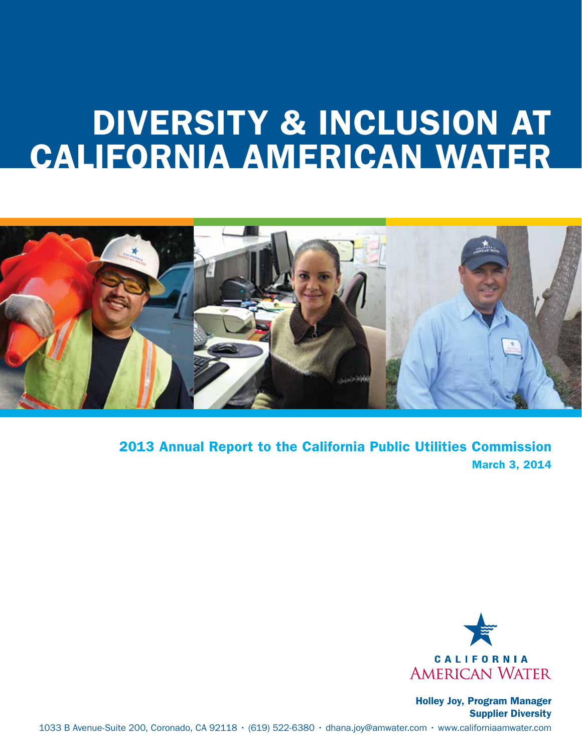# DIVERSITY & INCLUSION AT CALIFORNIA AMERICAN WATER

## 2013 Annual Report to the California Public Utilities Commission

**March 3, 2014**

CALIFORNIA AMERICAN WATER

**Holley Joy, Program Manager**
**Supplier Diversity**

1033 B Avenue-Suite 200, Coronado, CA 92118 · (619) 522-6380 · dhana.joy@amwater.com · www.californiaamwater.com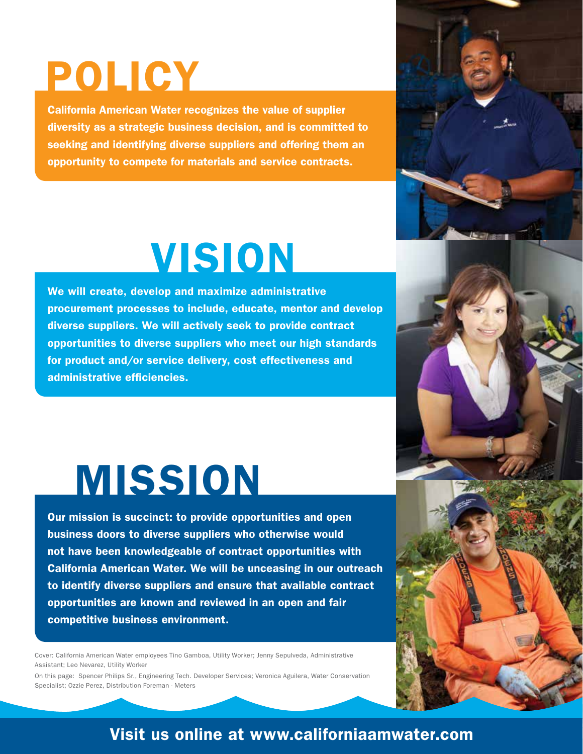# POLICY

**California American Water recognizes the value of supplier diversity as a strategic business decision, and is committed to seeking and identifying diverse suppliers and offering them an opportunity to compete for materials and service contracts.**

# VISION

**We will create, develop and maximize administrative procurement processes to include, educate, mentor and develop diverse suppliers. We will actively seek to provide contract opportunities to diverse suppliers who meet our high standards for product and/or service delivery, cost effectiveness and administrative efficiencies.**

# MISSION

**Our mission is succinct: to provide opportunities and open business doors to diverse suppliers who otherwise would not have been knowledgeable of contract opportunities with California American Water. We will be unceasing in our outreach to identify diverse suppliers and ensure that available contract opportunities are known and reviewed in an open and fair competitive business environment.**

Cover: California American Water employees Tino Gamboa, Utility Worker; Jenny Sepulveda, Administrative Assistant; Leo Nevarez, Utility Worker

On this page: Spencer Philips Sr., Engineering Tech. Developer Services; Veronica Aguilera, Water Conservation Specialist; Ozzie Perez, Distribution Foreman - Meters

**Visit us online at www.californiaamwater.com**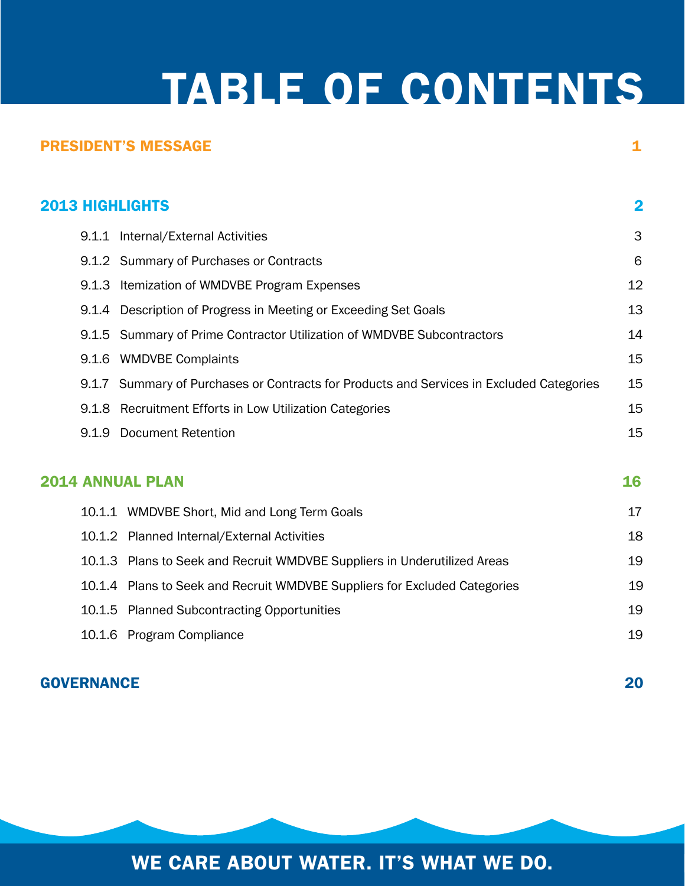# TABLE OF CONTENTS

| | |
|---|---|
| **PRESIDENT'S MESSAGE** | **1** |
| **2013 HIGHLIGHTS** | **2** |
| 9.1.1 Internal/External Activities | 3 |
| 9.1.2 Summary of Purchases or Contracts | 6 |
| 9.1.3 Itemization of WMDVBE Program Expenses | 12 |
| 9.1.4 Description of Progress in Meeting or Exceeding Set Goals | 13 |
| 9.1.5 Summary of Prime Contractor Utilization of WMDVBE Subcontractors | 14 |
| 9.1.6 WMDVBE Complaints | 15 |
| 9.1.7 Summary of Purchases or Contracts for Products and Services in Excluded Categories | 15 |
| 9.1.8 Recruitment Efforts in Low Utilization Categories | 15 |
| 9.1.9 Document Retention | 15 |
| **2014 ANNUAL PLAN** | **16** |
| 10.1.1 WMDVBE Short, Mid and Long Term Goals | 17 |
| 10.1.2 Planned Internal/External Activities | 18 |
| 10.1.3 Plans to Seek and Recruit WMDVBE Suppliers in Underutilized Areas | 19 |
| 10.1.4 Plans to Seek and Recruit WMDVBE Suppliers for Excluded Categories | 19 |
| 10.1.5 Planned Subcontracting Opportunities | 19 |
| 10.1.6 Program Compliance | 19 |
| **GOVERNANCE** | **20** |

WE CARE ABOUT WATER. IT'S WHAT WE DO.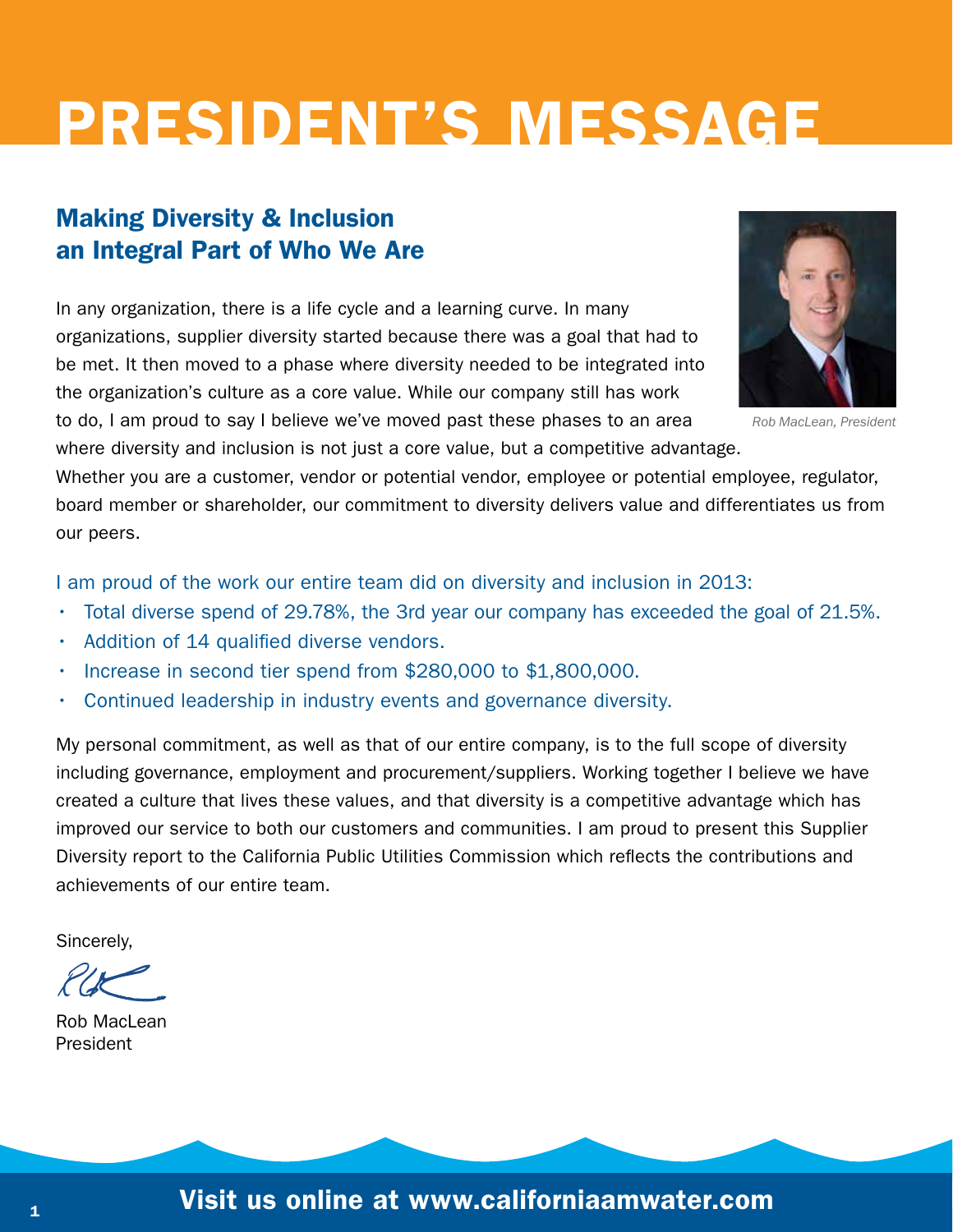# PRESIDENT'S MESSAGE

## Making Diversity & Inclusion an Integral Part of Who We Are

Rob MacLean, President

In any organization, there is a life cycle and a learning curve. In many organizations, supplier diversity started because there was a goal that had to be met. It then moved to a phase where diversity needed to be integrated into the organization's culture as a core value. While our company still has work to do, I am proud to say I believe we've moved past these phases to an area where diversity and inclusion is not just a core value, but a competitive advantage. Whether you are a customer, vendor or potential vendor, employee or potential employee, regulator, board member or shareholder, our commitment to diversity delivers value and differentiates us from our peers.

I am proud of the work our entire team did on diversity and inclusion in 2013:

- Total diverse spend of 29.78%, the 3rd year our company has exceeded the goal of 21.5%.
- Addition of 14 qualified diverse vendors.
- Increase in second tier spend from $280,000 to $1,800,000.
- Continued leadership in industry events and governance diversity.

My personal commitment, as well as that of our entire company, is to the full scope of diversity including governance, employment and procurement/suppliers. Working together I believe we have created a culture that lives these values, and that diversity is a competitive advantage which has improved our service to both our customers and communities. I am proud to present this Supplier Diversity report to the California Public Utilities Commission which reflects the contributions and achievements of our entire team.

Sincerely,

Rob MacLean
President

**Visit us online at www.californiaamwater.com**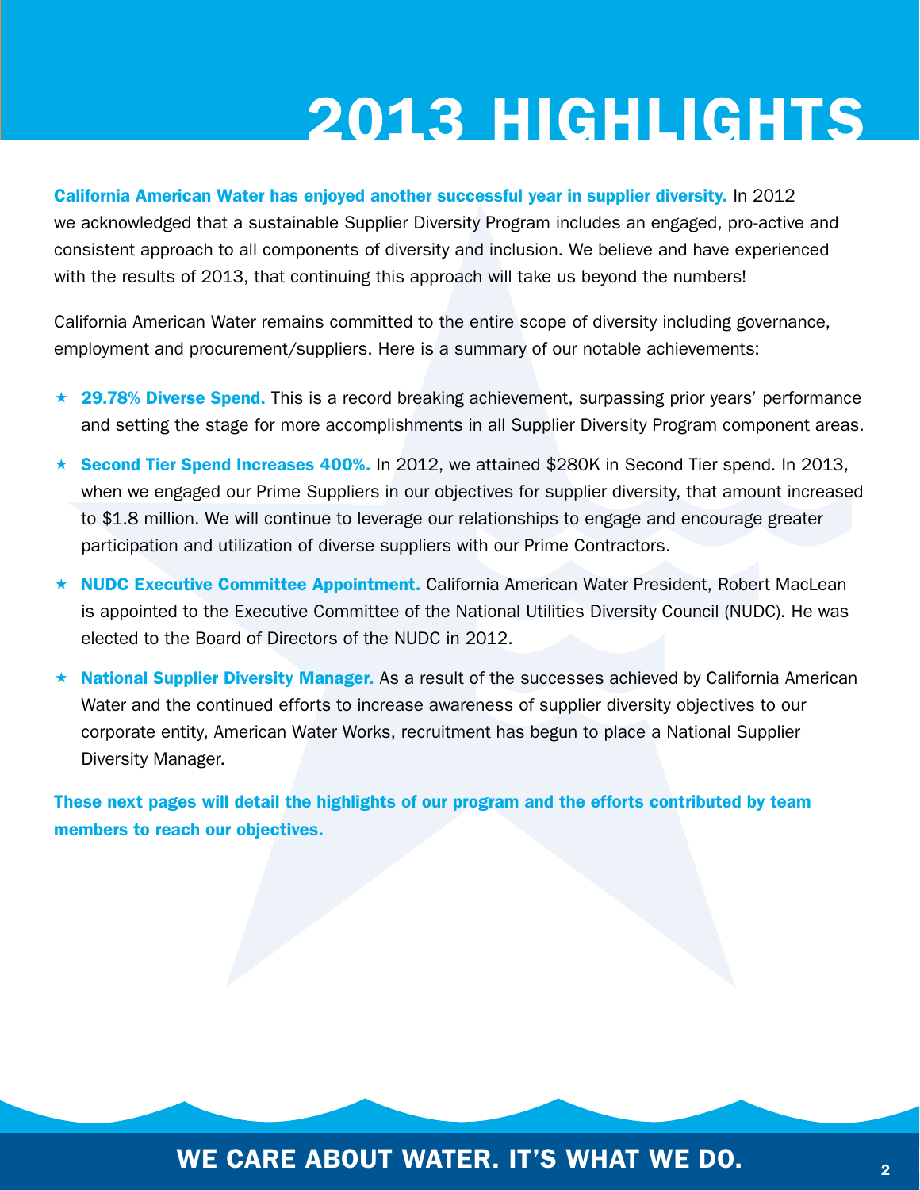# 2013 HIGHLIGHTS

**California American Water has enjoyed another successful year in supplier diversity.** In 2012 we acknowledged that a sustainable Supplier Diversity Program includes an engaged, pro-active and consistent approach to all components of diversity and inclusion. We believe and have experienced with the results of 2013, that continuing this approach will take us beyond the numbers!

California American Water remains committed to the entire scope of diversity including governance, employment and procurement/suppliers. Here is a summary of our notable achievements:

- **29.78% Diverse Spend.** This is a record breaking achievement, surpassing prior years' performance and setting the stage for more accomplishments in all Supplier Diversity Program component areas.
- **Second Tier Spend Increases 400%.** In 2012, we attained $280K in Second Tier spend. In 2013, when we engaged our Prime Suppliers in our objectives for supplier diversity, that amount increased to $1.8 million. We will continue to leverage our relationships to engage and encourage greater participation and utilization of diverse suppliers with our Prime Contractors.
- **NUDC Executive Committee Appointment.** California American Water President, Robert MacLean is appointed to the Executive Committee of the National Utilities Diversity Council (NUDC). He was elected to the Board of Directors of the NUDC in 2012.
- **National Supplier Diversity Manager.** As a result of the successes achieved by California American Water and the continued efforts to increase awareness of supplier diversity objectives to our corporate entity, American Water Works, recruitment has begun to place a National Supplier Diversity Manager.

**These next pages will detail the highlights of our program and the efforts contributed by team members to reach our objectives.**

WE CARE ABOUT WATER. IT'S WHAT WE DO.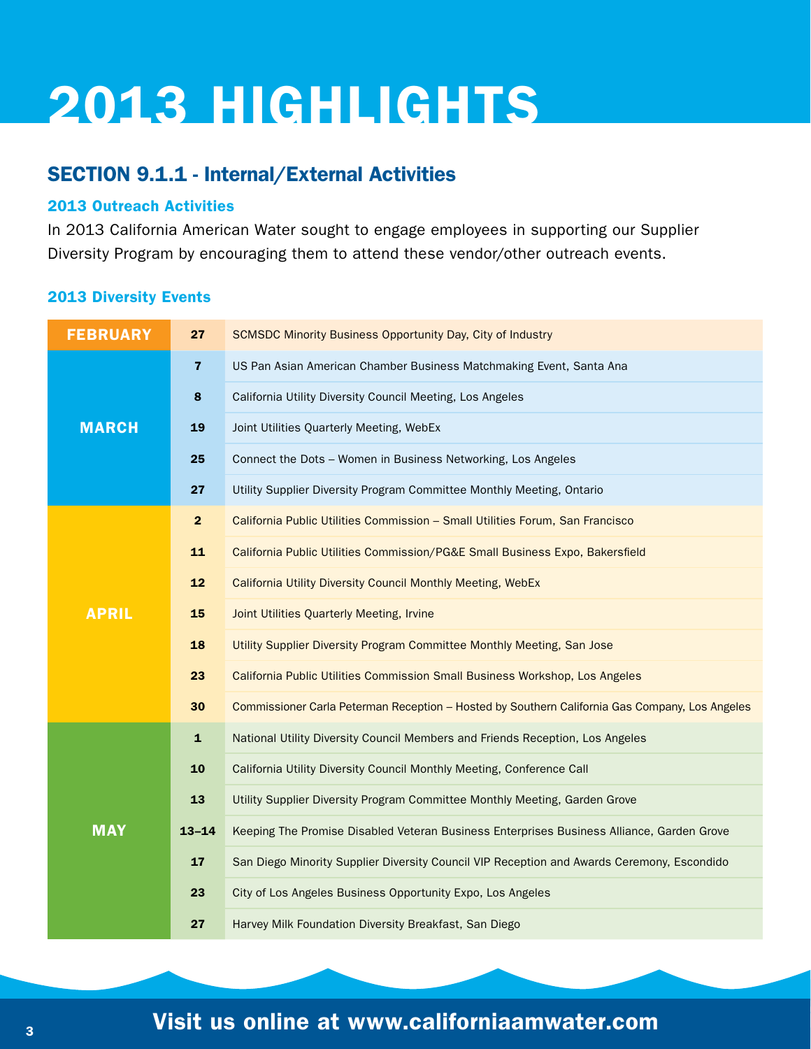# 2013 HIGHLIGHTS

## SECTION 9.1.1 - Internal/External Activities

### 2013 Outreach Activities

In 2013 California American Water sought to engage employees in supporting our Supplier Diversity Program by encouraging them to attend these vendor/other outreach events.

### 2013 Diversity Events

| Month | Date | Event |
|---|---|---|
| FEBRUARY | 27 | SCMSDC Minority Business Opportunity Day, City of Industry |
| MARCH | 7 | US Pan Asian American Chamber Business Matchmaking Event, Santa Ana |
| | 8 | California Utility Diversity Council Meeting, Los Angeles |
| | 19 | Joint Utilities Quarterly Meeting, WebEx |
| | 25 | Connect the Dots – Women in Business Networking, Los Angeles |
| | 27 | Utility Supplier Diversity Program Committee Monthly Meeting, Ontario |
| APRIL | 2 | California Public Utilities Commission – Small Utilities Forum, San Francisco |
| | 11 | California Public Utilities Commission/PG&E Small Business Expo, Bakersfield |
| | 12 | California Utility Diversity Council Monthly Meeting, WebEx |
| | 15 | Joint Utilities Quarterly Meeting, Irvine |
| | 18 | Utility Supplier Diversity Program Committee Monthly Meeting, San Jose |
| | 23 | California Public Utilities Commission Small Business Workshop, Los Angeles |
| | 30 | Commissioner Carla Peterman Reception – Hosted by Southern California Gas Company, Los Angeles |
| MAY | 1 | National Utility Diversity Council Members and Friends Reception, Los Angeles |
| | 10 | California Utility Diversity Council Monthly Meeting, Conference Call |
| | 13 | Utility Supplier Diversity Program Committee Monthly Meeting, Garden Grove |
| | 13–14 | Keeping The Promise Disabled Veteran Business Enterprises Business Alliance, Garden Grove |
| | 17 | San Diego Minority Supplier Diversity Council VIP Reception and Awards Ceremony, Escondido |
| | 23 | City of Los Angeles Business Opportunity Expo, Los Angeles |
| | 27 | Harvey Milk Foundation Diversity Breakfast, San Diego |

**Visit us online at www.californiaamwater.com**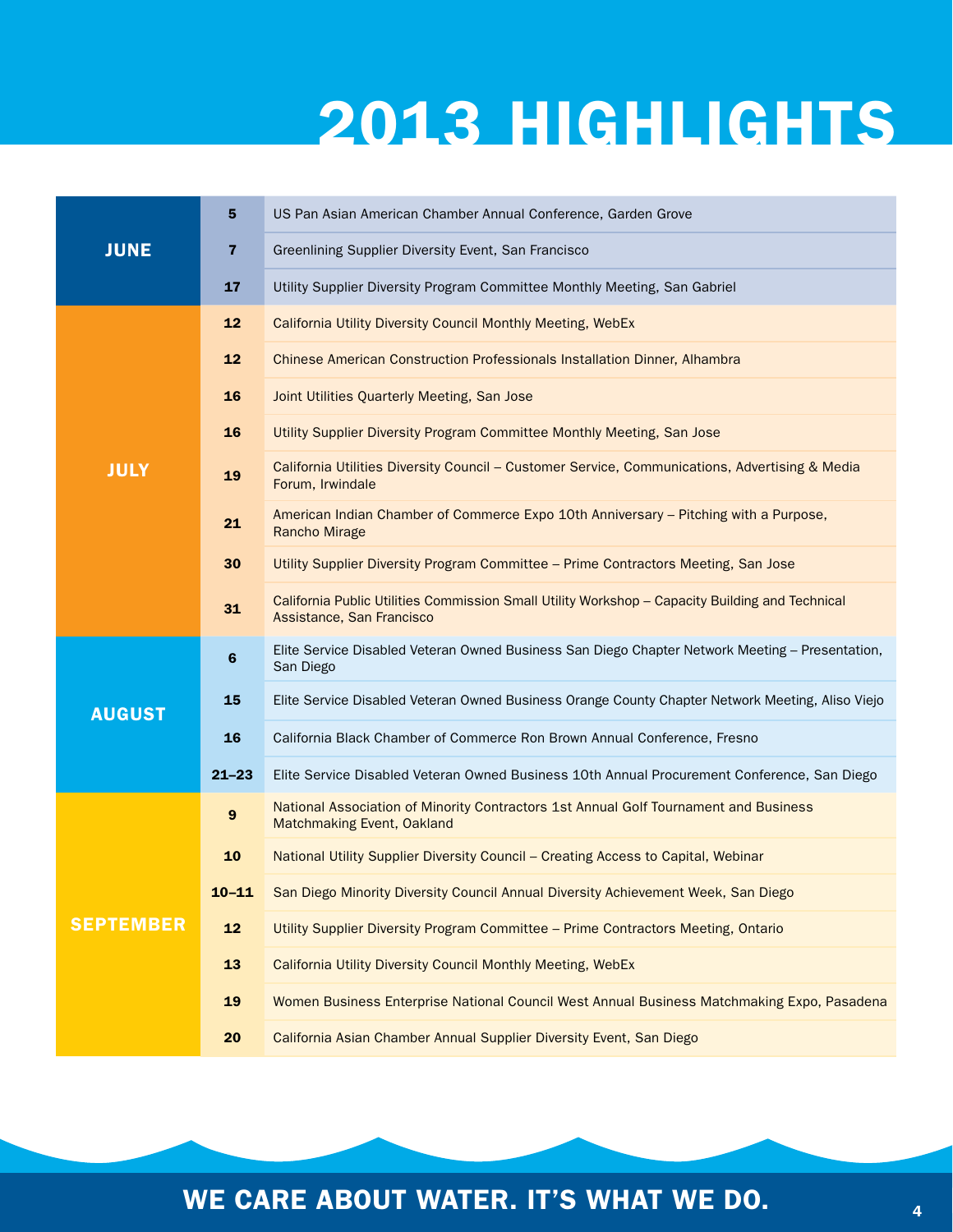# 2013 HIGHLIGHTS

| Month | Date | Event |
|---|---|---|
| JUNE | 5 | US Pan Asian American Chamber Annual Conference, Garden Grove |
| | 7 | Greenlining Supplier Diversity Event, San Francisco |
| | 17 | Utility Supplier Diversity Program Committee Monthly Meeting, San Gabriel |
| JULY | 12 | California Utility Diversity Council Monthly Meeting, WebEx |
| | 12 | Chinese American Construction Professionals Installation Dinner, Alhambra |
| | 16 | Joint Utilities Quarterly Meeting, San Jose |
| | 16 | Utility Supplier Diversity Program Committee Monthly Meeting, San Jose |
| | 19 | California Utilities Diversity Council – Customer Service, Communications, Advertising & Media Forum, Irwindale |
| | 21 | American Indian Chamber of Commerce Expo 10th Anniversary – Pitching with a Purpose, Rancho Mirage |
| | 30 | Utility Supplier Diversity Program Committee – Prime Contractors Meeting, San Jose |
| | 31 | California Public Utilities Commission Small Utility Workshop – Capacity Building and Technical Assistance, San Francisco |
| AUGUST | 6 | Elite Service Disabled Veteran Owned Business San Diego Chapter Network Meeting – Presentation, San Diego |
| | 15 | Elite Service Disabled Veteran Owned Business Orange County Chapter Network Meeting, Aliso Viejo |
| | 16 | California Black Chamber of Commerce Ron Brown Annual Conference, Fresno |
| | 21–23 | Elite Service Disabled Veteran Owned Business 10th Annual Procurement Conference, San Diego |
| SEPTEMBER | 9 | National Association of Minority Contractors 1st Annual Golf Tournament and Business Matchmaking Event, Oakland |
| | 10 | National Utility Supplier Diversity Council – Creating Access to Capital, Webinar |
| | 10–11 | San Diego Minority Diversity Council Annual Diversity Achievement Week, San Diego |
| | 12 | Utility Supplier Diversity Program Committee – Prime Contractors Meeting, Ontario |
| | 13 | California Utility Diversity Council Monthly Meeting, WebEx |
| | 19 | Women Business Enterprise National Council West Annual Business Matchmaking Expo, Pasadena |
| | 20 | California Asian Chamber Annual Supplier Diversity Event, San Diego |

WE CARE ABOUT WATER. IT'S WHAT WE DO.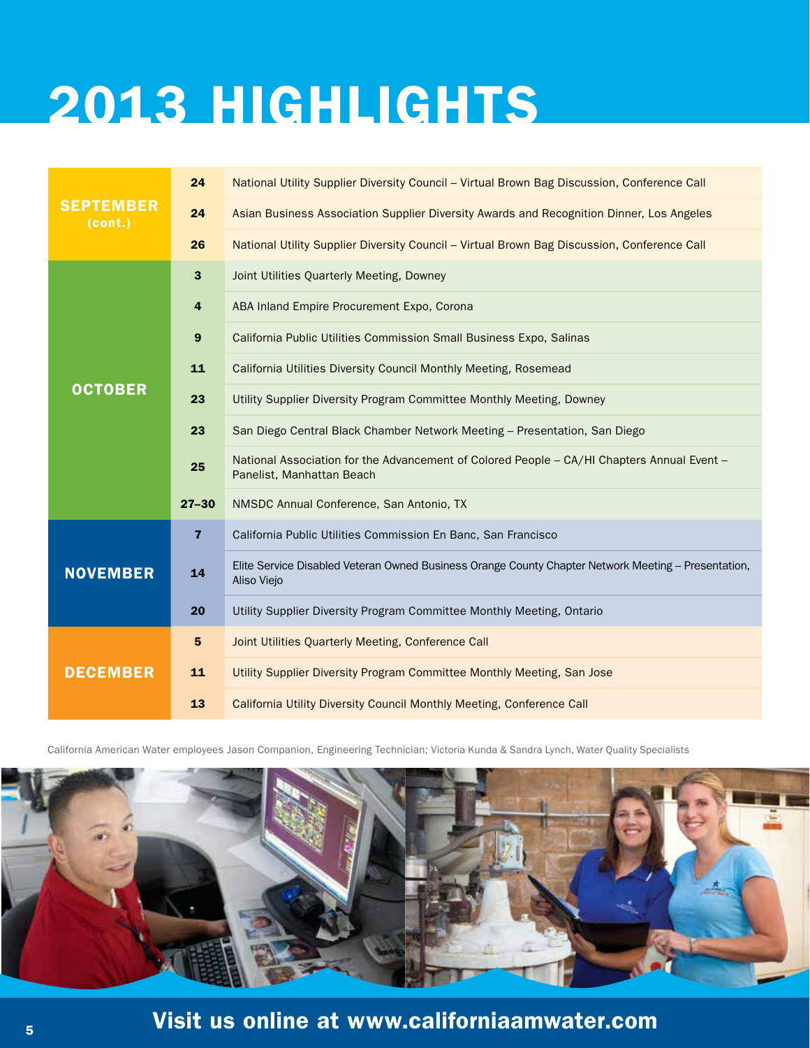# 2013 HIGHLIGHTS

| Month | Date | Event |
|---|---|---|
| SEPTEMBER (cont.) | 24 | National Utility Supplier Diversity Council – Virtual Brown Bag Discussion, Conference Call |
| | 24 | Asian Business Association Supplier Diversity Awards and Recognition Dinner, Los Angeles |
| | 26 | National Utility Supplier Diversity Council – Virtual Brown Bag Discussion, Conference Call |
| OCTOBER | 3 | Joint Utilities Quarterly Meeting, Downey |
| | 4 | ABA Inland Empire Procurement Expo, Corona |
| | 9 | California Public Utilities Commission Small Business Expo, Salinas |
| | 11 | California Utilities Diversity Council Monthly Meeting, Rosemead |
| | 23 | Utility Supplier Diversity Program Committee Monthly Meeting, Downey |
| | 23 | San Diego Central Black Chamber Network Meeting – Presentation, San Diego |
| | 25 | National Association for the Advancement of Colored People – CA/HI Chapters Annual Event – Panelist, Manhattan Beach |
| | 27–30 | NMSDC Annual Conference, San Antonio, TX |
| NOVEMBER | 7 | California Public Utilities Commission En Banc, San Francisco |
| | 14 | Elite Service Disabled Veteran Owned Business Orange County Chapter Network Meeting – Presentation, Aliso Viejo |
| | 20 | Utility Supplier Diversity Program Committee Monthly Meeting, Ontario |
| DECEMBER | 5 | Joint Utilities Quarterly Meeting, Conference Call |
| | 11 | Utility Supplier Diversity Program Committee Monthly Meeting, San Jose |
| | 13 | California Utility Diversity Council Monthly Meeting, Conference Call |

California American Water employees Jason Companion, Engineering Technician; Victoria Kunda & Sandra Lynch, Water Quality Specialists

**Visit us online at www.californiaamwater.com**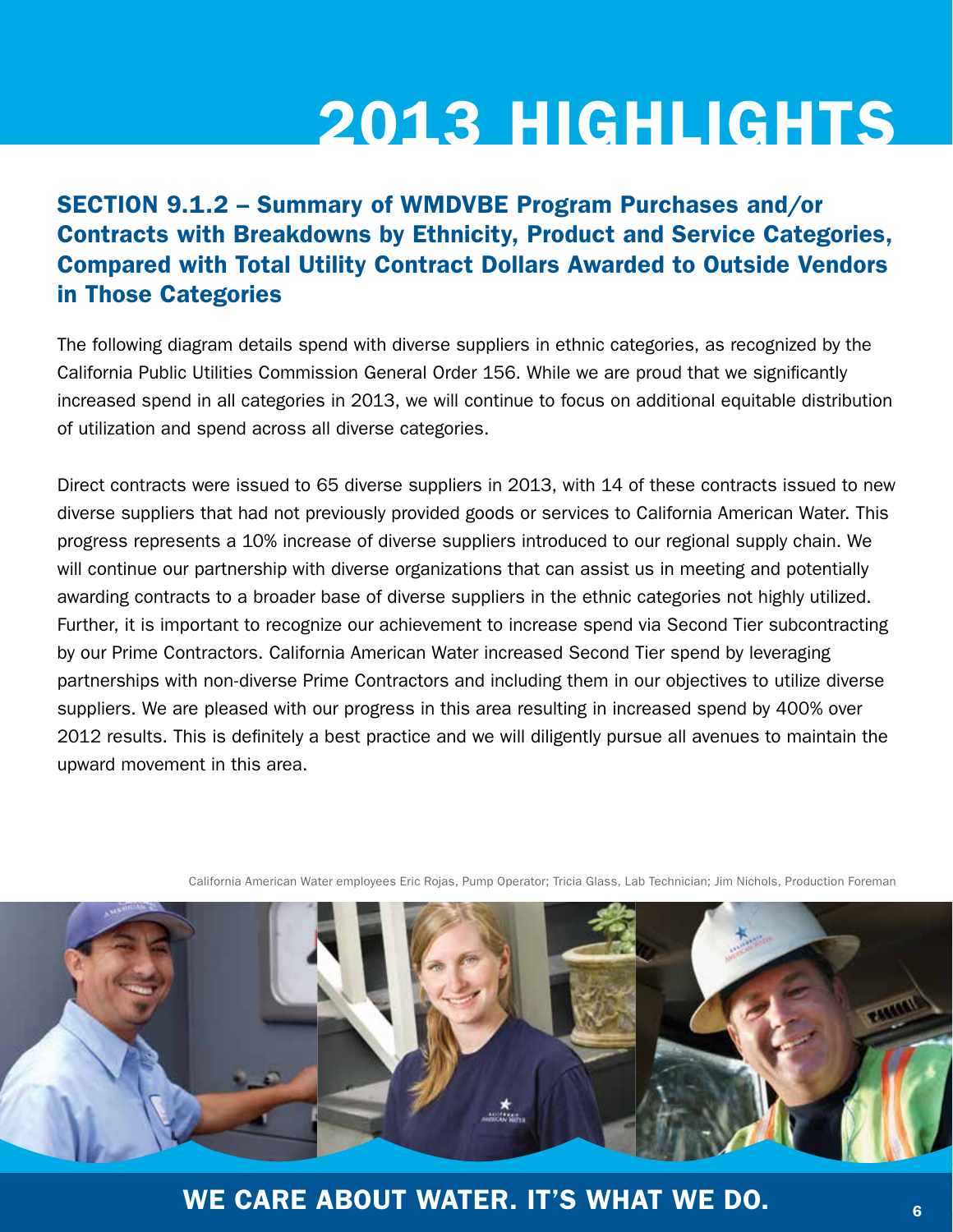# 2013 HIGHLIGHTS

## SECTION 9.1.2 – Summary of WMDVBE Program Purchases and/or Contracts with Breakdowns by Ethnicity, Product and Service Categories, Compared with Total Utility Contract Dollars Awarded to Outside Vendors in Those Categories

The following diagram details spend with diverse suppliers in ethnic categories, as recognized by the California Public Utilities Commission General Order 156. While we are proud that we significantly increased spend in all categories in 2013, we will continue to focus on additional equitable distribution of utilization and spend across all diverse categories.

Direct contracts were issued to 65 diverse suppliers in 2013, with 14 of these contracts issued to new diverse suppliers that had not previously provided goods or services to California American Water. This progress represents a 10% increase of diverse suppliers introduced to our regional supply chain. We will continue our partnership with diverse organizations that can assist us in meeting and potentially awarding contracts to a broader base of diverse suppliers in the ethnic categories not highly utilized. Further, it is important to recognize our achievement to increase spend via Second Tier subcontracting by our Prime Contractors. California American Water increased Second Tier spend by leveraging partnerships with non-diverse Prime Contractors and including them in our objectives to utilize diverse suppliers. We are pleased with our progress in this area resulting in increased spend by 400% over 2012 results. This is definitely a best practice and we will diligently pursue all avenues to maintain the upward movement in this area.

California American Water employees Eric Rojas, Pump Operator; Tricia Glass, Lab Technician; Jim Nichols, Production Foreman

WE CARE ABOUT WATER. IT'S WHAT WE DO.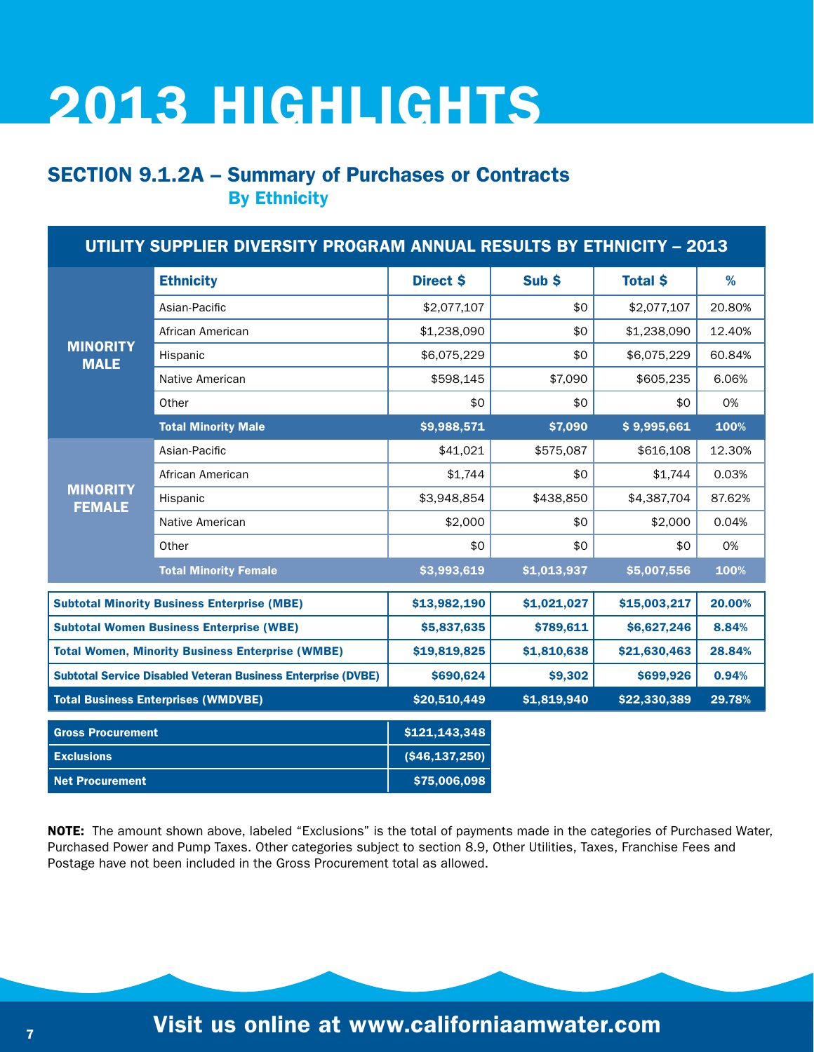# 2013 HIGHLIGHTS

## SECTION 9.1.2A – Summary of Purchases or Contracts By Ethnicity

**UTILITY SUPPLIER DIVERSITY PROGRAM ANNUAL RESULTS BY ETHNICITY – 2013**

| | Ethnicity | Direct $ | Sub $ | Total $ | % |
|---|---|---|---|---|---|
| **MINORITY MALE** | Asian-Pacific | $2,077,107 | $0 | $2,077,107 | 20.80% |
| | African American | $1,238,090 | $0 | $1,238,090 | 12.40% |
| | Hispanic | $6,075,229 | $0 | $6,075,229 | 60.84% |
| | Native American | $598,145 | $7,090 | $605,235 | 6.06% |
| | Other | $0 | $0 | $0 | 0% |
| | **Total Minority Male** | **$9,988,571** | **$7,090** | **$ 9,995,661** | **100%** |
| **MINORITY FEMALE** | Asian-Pacific | $41,021 | $575,087 | $616,108 | 12.30% |
| | African American | $1,744 | $0 | $1,744 | 0.03% |
| | Hispanic | $3,948,854 | $438,850 | $4,387,704 | 87.62% |
| | Native American | $2,000 | $0 | $2,000 | 0.04% |
| | Other | $0 | $0 | $0 | 0% |
| | **Total Minority Female** | **$3,993,619** | **$1,013,937** | **$5,007,556** | **100%** |
| **Subtotal Minority Business Enterprise (MBE)** | | **$13,982,190** | **$1,021,027** | **$15,003,217** | **20.00%** |
| **Subtotal Women Business Enterprise (WBE)** | | **$5,837,635** | **$789,611** | **$6,627,246** | **8.84%** |
| **Total Women, Minority Business Enterprise (WMBE)** | | **$19,819,825** | **$1,810,638** | **$21,630,463** | **28.84%** |
| **Subtotal Service Disabled Veteran Business Enterprise (DVBE)** | | **$690,624** | **$9,302** | **$699,926** | **0.94%** |
| **Total Business Enterprises (WMDVBE)** | | **$20,510,449** | **$1,819,940** | **$22,330,389** | **29.78%** |

| | |
|---|---|
| **Gross Procurement** | **$121,143,348** |
| **Exclusions** | **($46,137,250)** |
| **Net Procurement** | **$75,006,098** |

**NOTE:** The amount shown above, labeled "Exclusions" is the total of payments made in the categories of Purchased Water, Purchased Power and Pump Taxes. Other categories subject to section 8.9, Other Utilities, Taxes, Franchise Fees and Postage have not been included in the Gross Procurement total as allowed.

**Visit us online at www.californiaamwater.com**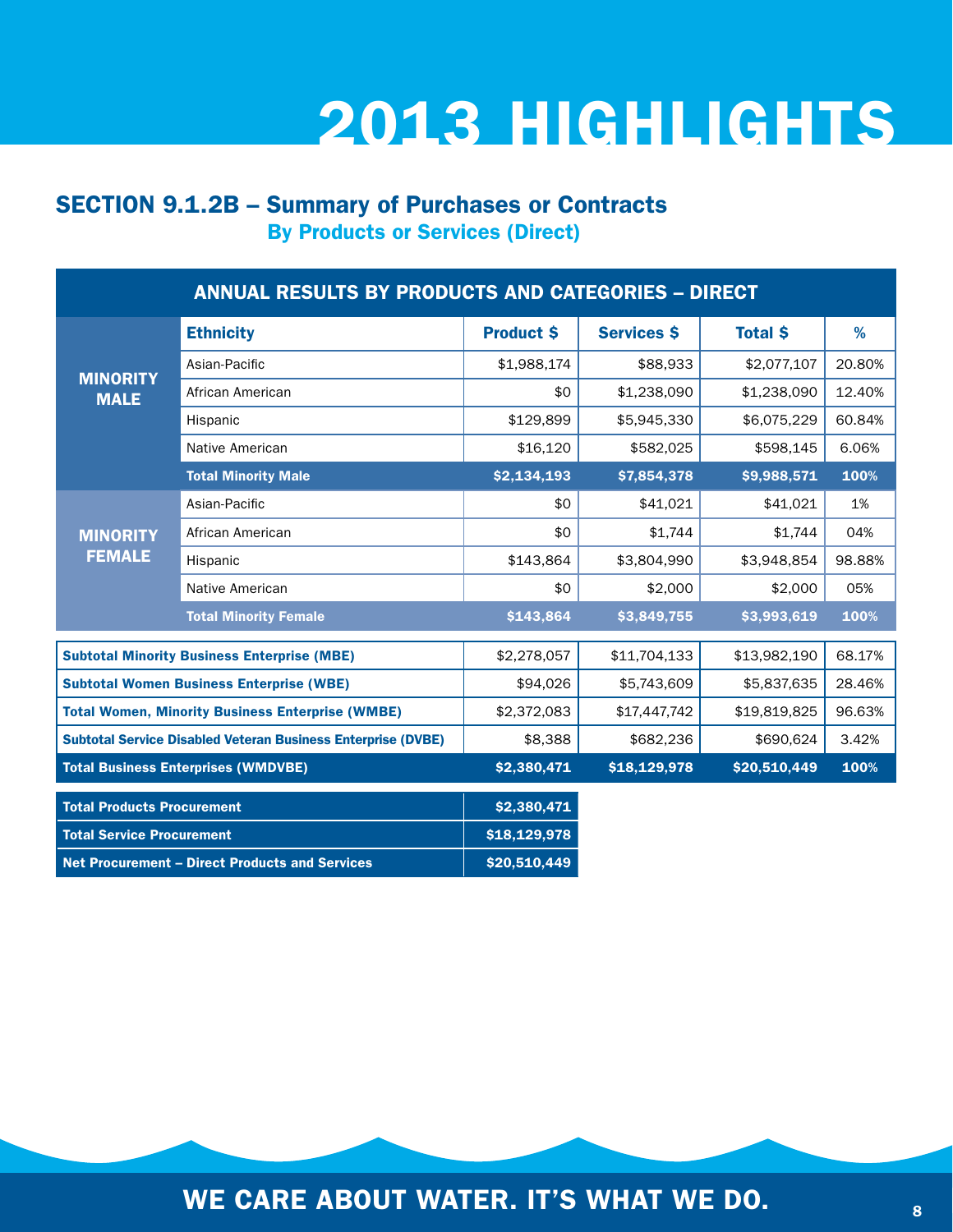# 2013 HIGHLIGHTS

## SECTION 9.1.2B – Summary of Purchases or Contracts
### By Products or Services (Direct)

| ANNUAL RESULTS BY PRODUCTS AND CATEGORIES – DIRECT | | | | | |
|---|---|---|---|---|---|
| | **Ethnicity** | **Product $** | **Services $** | **Total $** | **%** |
| **MINORITY MALE** | Asian-Pacific | $1,988,174 | $88,933 | $2,077,107 | 20.80% |
| | African American | $0 | $1,238,090 | $1,238,090 | 12.40% |
| | Hispanic | $129,899 | $5,945,330 | $6,075,229 | 60.84% |
| | Native American | $16,120 | $582,025 | $598,145 | 6.06% |
| | **Total Minority Male** | **$2,134,193** | **$7,854,378** | **$9,988,571** | **100%** |
| **MINORITY FEMALE** | Asian-Pacific | $0 | $41,021 | $41,021 | 1% |
| | African American | $0 | $1,744 | $1,744 | 04% |
| | Hispanic | $143,864 | $3,804,990 | $3,948,854 | 98.88% |
| | Native American | $0 | $2,000 | $2,000 | 05% |
| | **Total Minority Female** | **$143,864** | **$3,849,755** | **$3,993,619** | **100%** |

| | Product $ | Services $ | Total $ | % |
|---|---|---|---|---|
| **Subtotal Minority Business Enterprise (MBE)** | $2,278,057 | $11,704,133 | $13,982,190 | 68.17% |
| **Subtotal Women Business Enterprise (WBE)** | $94,026 | $5,743,609 | $5,837,635 | 28.46% |
| **Total Women, Minority Business Enterprise (WMBE)** | $2,372,083 | $17,447,742 | $19,819,825 | 96.63% |
| **Subtotal Service Disabled Veteran Business Enterprise (DVBE)** | $8,388 | $682,236 | $690,624 | 3.42% |
| **Total Business Enterprises (WMDVBE)** | **$2,380,471** | **$18,129,978** | **$20,510,449** | **100%** |

| | |
|---|---|
| **Total Products Procurement** | **$2,380,471** |
| **Total Service Procurement** | **$18,129,978** |
| **Net Procurement – Direct Products and Services** | **$20,510,449** |

WE CARE ABOUT WATER. IT'S WHAT WE DO.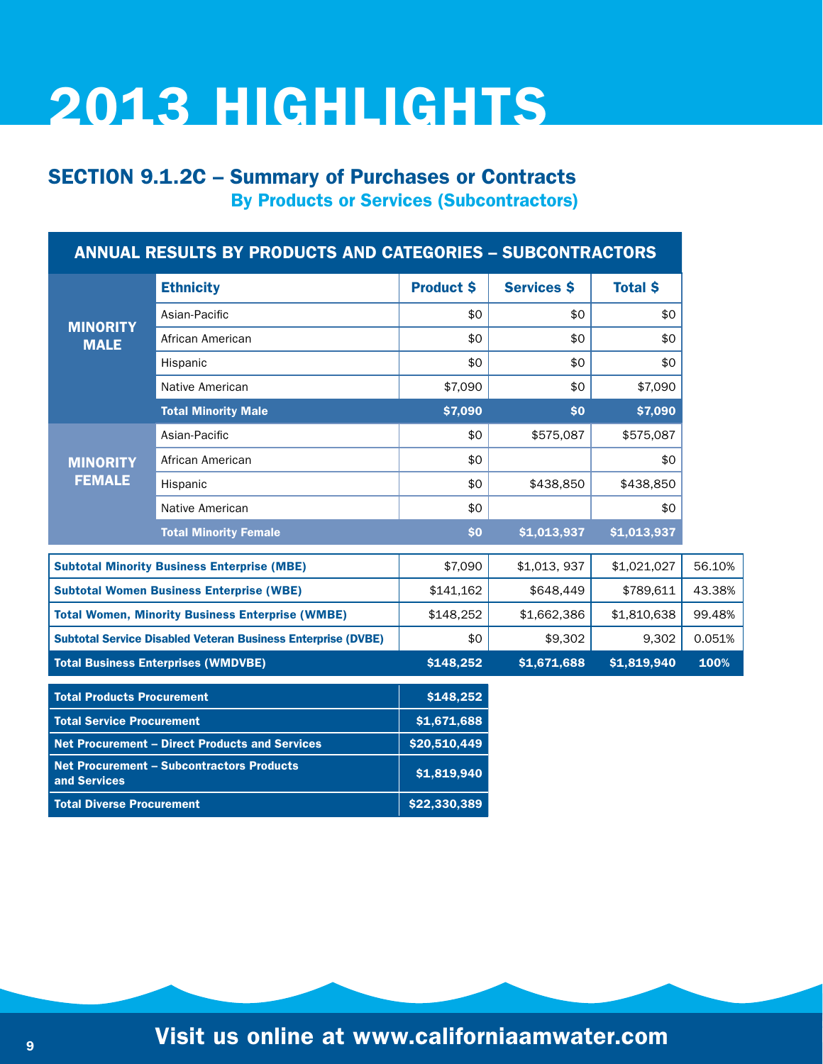# 2013 HIGHLIGHTS

## SECTION 9.1.2C – Summary of Purchases or Contracts
### By Products or Services (Subcontractors)

**ANNUAL RESULTS BY PRODUCTS AND CATEGORIES – SUBCONTRACTORS**

| | Ethnicity | Product $ | Services $ | Total $ |
|---|---|---|---|---|
| MINORITY MALE | Asian-Pacific | $0 | $0 | $0 |
| | African American | $0 | $0 | $0 |
| | Hispanic | $0 | $0 | $0 |
| | Native American | $7,090 | $0 | $7,090 |
| | **Total Minority Male** | **$7,090** | **$0** | **$7,090** |
| MINORITY FEMALE | Asian-Pacific | $0 | $575,087 | $575,087 |
| | African American | $0 | | $0 |
| | Hispanic | $0 | $438,850 | $438,850 |
| | Native American | $0 | | $0 |
| | **Total Minority Female** | **$0** | **$1,013,937** | **$1,013,937** |

| | Product $ | Services $ | Total $ | % |
|---|---|---|---|---|
| **Subtotal Minority Business Enterprise (MBE)** | $7,090 | $1,013, 937 | $1,021,027 | 56.10% |
| **Subtotal Women Business Enterprise (WBE)** | $141,162 | $648,449 | $789,611 | 43.38% |
| **Total Women, Minority Business Enterprise (WMBE)** | $148,252 | $1,662,386 | $1,810,638 | 99.48% |
| **Subtotal Service Disabled Veteran Business Enterprise (DVBE)** | $0 | $9,302 | 9,302 | 0.051% |
| **Total Business Enterprises (WMDVBE)** | **$148,252** | **$1,671,688** | **$1,819,940** | **100%** |

| | |
|---|---|
| **Total Products Procurement** | **$148,252** |
| **Total Service Procurement** | **$1,671,688** |
| **Net Procurement – Direct Products and Services** | **$20,510,449** |
| **Net Procurement – Subcontractors Products and Services** | **$1,819,940** |
| **Total Diverse Procurement** | **$22,330,389** |

**Visit us online at www.californiaamwater.com**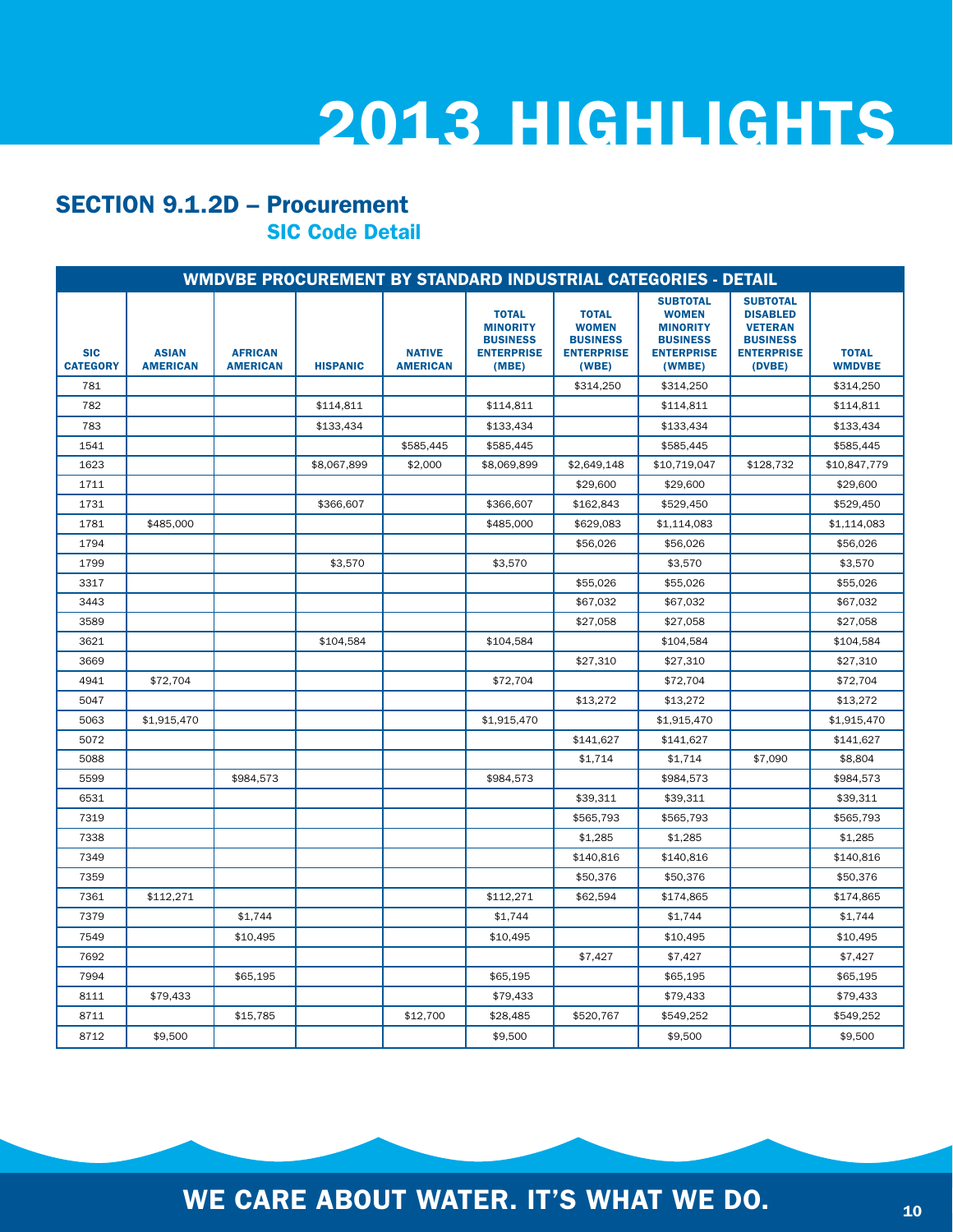# 2013 HIGHLIGHTS

## SECTION 9.1.2D – Procurement

### SIC Code Detail

| WMDVBE PROCUREMENT BY STANDARD INDUSTRIAL CATEGORIES - DETAIL | | | | | | | | | |
|---|---|---|---|---|---|---|---|---|---|
| SIC CATEGORY | ASIAN AMERICAN | AFRICAN AMERICAN | HISPANIC | NATIVE AMERICAN | TOTAL MINORITY BUSINESS ENTERPRISE (MBE) | TOTAL WOMEN BUSINESS ENTERPRISE (WBE) | SUBTOTAL WOMEN MINORITY BUSINESS ENTERPRISE (WMBE) | SUBTOTAL DISABLED VETERAN BUSINESS ENTERPRISE (DVBE) | TOTAL WMDVBE |
| 781 | | | | | | $314,250 | $314,250 | | $314,250 |
| 782 | | | $114,811 | | $114,811 | | $114,811 | | $114,811 |
| 783 | | | $133,434 | | $133,434 | | $133,434 | | $133,434 |
| 1541 | | | | $585,445 | $585,445 | | $585,445 | | $585,445 |
| 1623 | | | $8,067,899 | $2,000 | $8,069,899 | $2,649,148 | $10,719,047 | $128,732 | $10,847,779 |
| 1711 | | | | | | $29,600 | $29,600 | | $29,600 |
| 1731 | | | $366,607 | | $366,607 | $162,843 | $529,450 | | $529,450 |
| 1781 | $485,000 | | | | $485,000 | $629,083 | $1,114,083 | | $1,114,083 |
| 1794 | | | | | | $56,026 | $56,026 | | $56,026 |
| 1799 | | | $3,570 | | $3,570 | | $3,570 | | $3,570 |
| 3317 | | | | | | $55,026 | $55,026 | | $55,026 |
| 3443 | | | | | | $67,032 | $67,032 | | $67,032 |
| 3589 | | | | | | $27,058 | $27,058 | | $27,058 |
| 3621 | | | $104,584 | | $104,584 | | $104,584 | | $104,584 |
| 3669 | | | | | | $27,310 | $27,310 | | $27,310 |
| 4941 | $72,704 | | | | $72,704 | | $72,704 | | $72,704 |
| 5047 | | | | | | $13,272 | $13,272 | | $13,272 |
| 5063 | $1,915,470 | | | | $1,915,470 | | $1,915,470 | | $1,915,470 |
| 5072 | | | | | | $141,627 | $141,627 | | $141,627 |
| 5088 | | | | | | $1,714 | $1,714 | $7,090 | $8,804 |
| 5599 | | $984,573 | | | $984,573 | | $984,573 | | $984,573 |
| 6531 | | | | | | $39,311 | $39,311 | | $39,311 |
| 7319 | | | | | | $565,793 | $565,793 | | $565,793 |
| 7338 | | | | | | $1,285 | $1,285 | | $1,285 |
| 7349 | | | | | | $140,816 | $140,816 | | $140,816 |
| 7359 | | | | | | $50,376 | $50,376 | | $50,376 |
| 7361 | $112,271 | | | | $112,271 | $62,594 | $174,865 | | $174,865 |
| 7379 | | $1,744 | | | $1,744 | | $1,744 | | $1,744 |
| 7549 | | $10,495 | | | $10,495 | | $10,495 | | $10,495 |
| 7692 | | | | | | $7,427 | $7,427 | | $7,427 |
| 7994 | | $65,195 | | | $65,195 | | $65,195 | | $65,195 |
| 8111 | $79,433 | | | | $79,433 | | $79,433 | | $79,433 |
| 8711 | | $15,785 | | $12,700 | $28,485 | $520,767 | $549,252 | | $549,252 |
| 8712 | $9,500 | | | | $9,500 | | $9,500 | | $9,500 |

WE CARE ABOUT WATER. IT'S WHAT WE DO.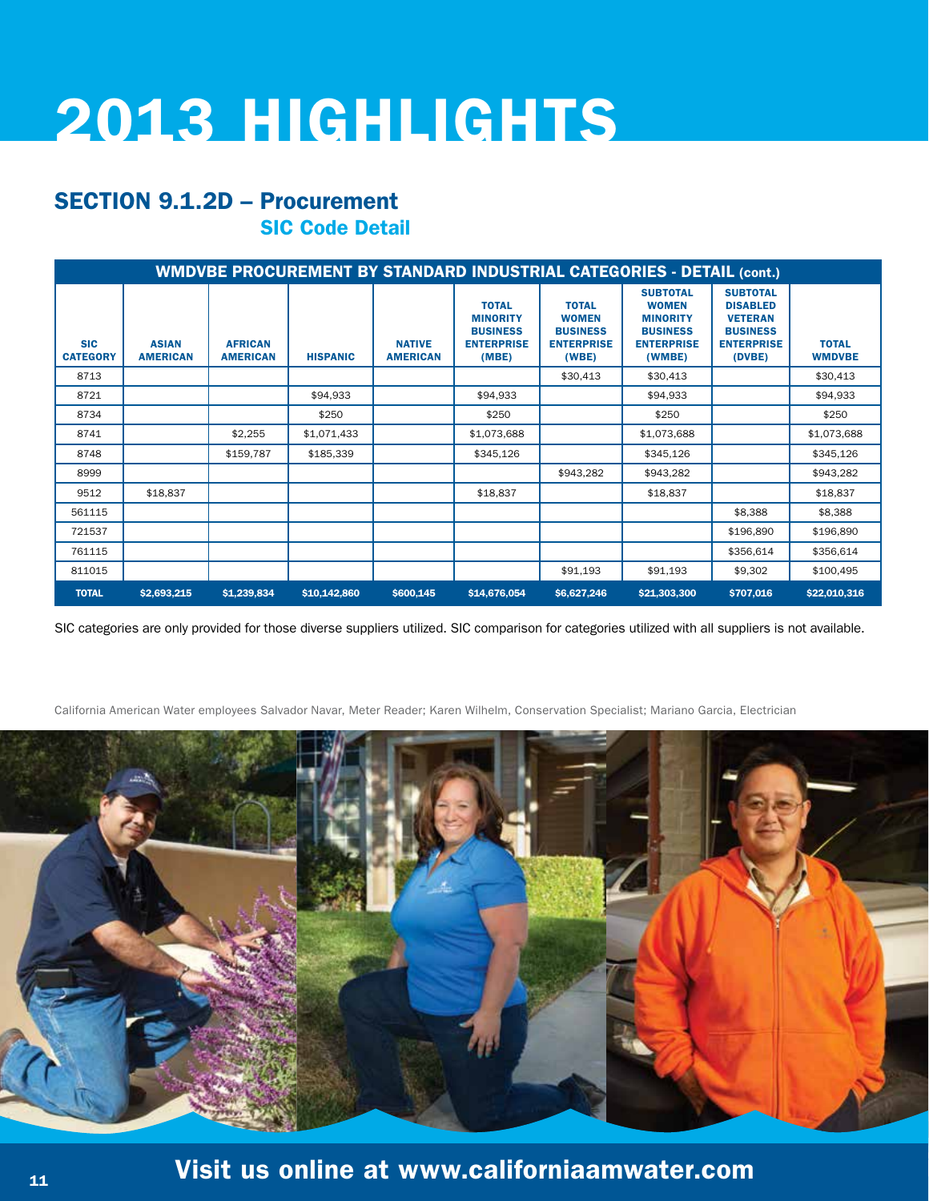# 2013 HIGHLIGHTS

## SECTION 9.1.2D – Procurement

### SIC Code Detail

| WMDVBE PROCUREMENT BY STANDARD INDUSTRIAL CATEGORIES - DETAIL (cont.) | | | | | | | | | |
|---|---|---|---|---|---|---|---|---|---|
| SIC CATEGORY | ASIAN AMERICAN | AFRICAN AMERICAN | HISPANIC | NATIVE AMERICAN | TOTAL MINORITY BUSINESS ENTERPRISE (MBE) | TOTAL WOMEN BUSINESS ENTERPRISE (WBE) | SUBTOTAL WOMEN MINORITY BUSINESS ENTERPRISE (WMBE) | SUBTOTAL DISABLED VETERAN BUSINESS ENTERPRISE (DVBE) | TOTAL WMDVBE |
| 8713 | | | | | | $30,413 | $30,413 | | $30,413 |
| 8721 | | | $94,933 | | $94,933 | | $94,933 | | $94,933 |
| 8734 | | | $250 | | $250 | | $250 | | $250 |
| 8741 | | $2,255 | $1,071,433 | | $1,073,688 | | $1,073,688 | | $1,073,688 |
| 8748 | | $159,787 | $185,339 | | $345,126 | | $345,126 | | $345,126 |
| 8999 | | | | | | $943,282 | $943,282 | | $943,282 |
| 9512 | $18,837 | | | | $18,837 | | $18,837 | | $18,837 |
| 561115 | | | | | | | | $8,388 | $8,388 |
| 721537 | | | | | | | | $196,890 | $196,890 |
| 761115 | | | | | | | | $356,614 | $356,614 |
| 811015 | | | | | | $91,193 | $91,193 | $9,302 | $100,495 |
| **TOTAL** | **$2,693,215** | **$1,239,834** | **$10,142,860** | **$600,145** | **$14,676,054** | **$6,627,246** | **$21,303,300** | **$707,016** | **$22,010,316** |

SIC categories are only provided for those diverse suppliers utilized. SIC comparison for categories utilized with all suppliers is not available.

California American Water employees Salvador Navar, Meter Reader; Karen Wilhelm, Conservation Specialist; Mariano Garcia, Electrician

Visit us online at www.californiaamwater.com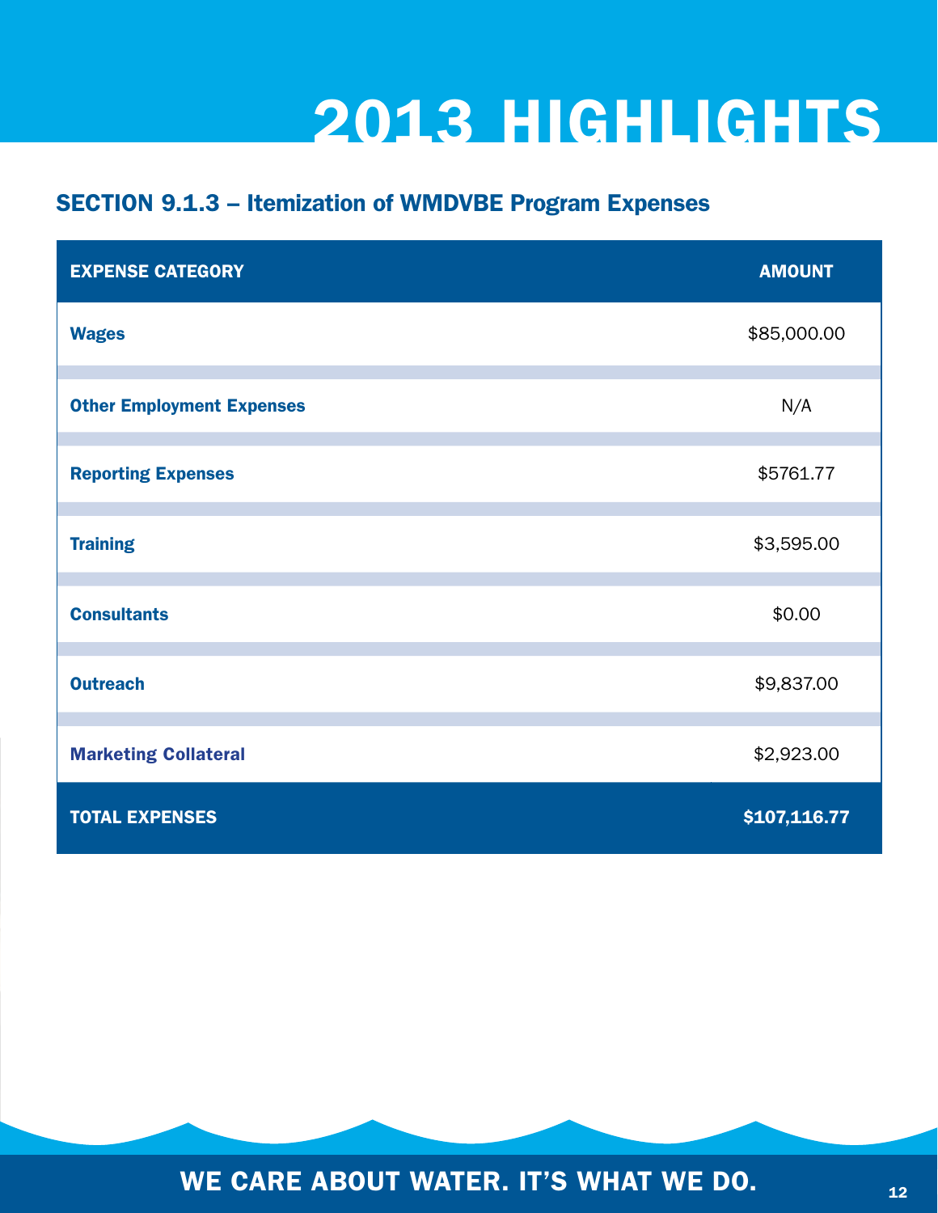# 2013 HIGHLIGHTS

## SECTION 9.1.3 – Itemization of WMDVBE Program Expenses

| EXPENSE CATEGORY | AMOUNT |
|---|---|
| **Wages** | $85,000.00 |
| **Other Employment Expenses** | N/A |
| **Reporting Expenses** | $5761.77 |
| **Training** | $3,595.00 |
| **Consultants** | $0.00 |
| **Outreach** | $9,837.00 |
| **Marketing Collateral** | $2,923.00 |
| **TOTAL EXPENSES** | **$107,116.77** |

WE CARE ABOUT WATER. IT'S WHAT WE DO.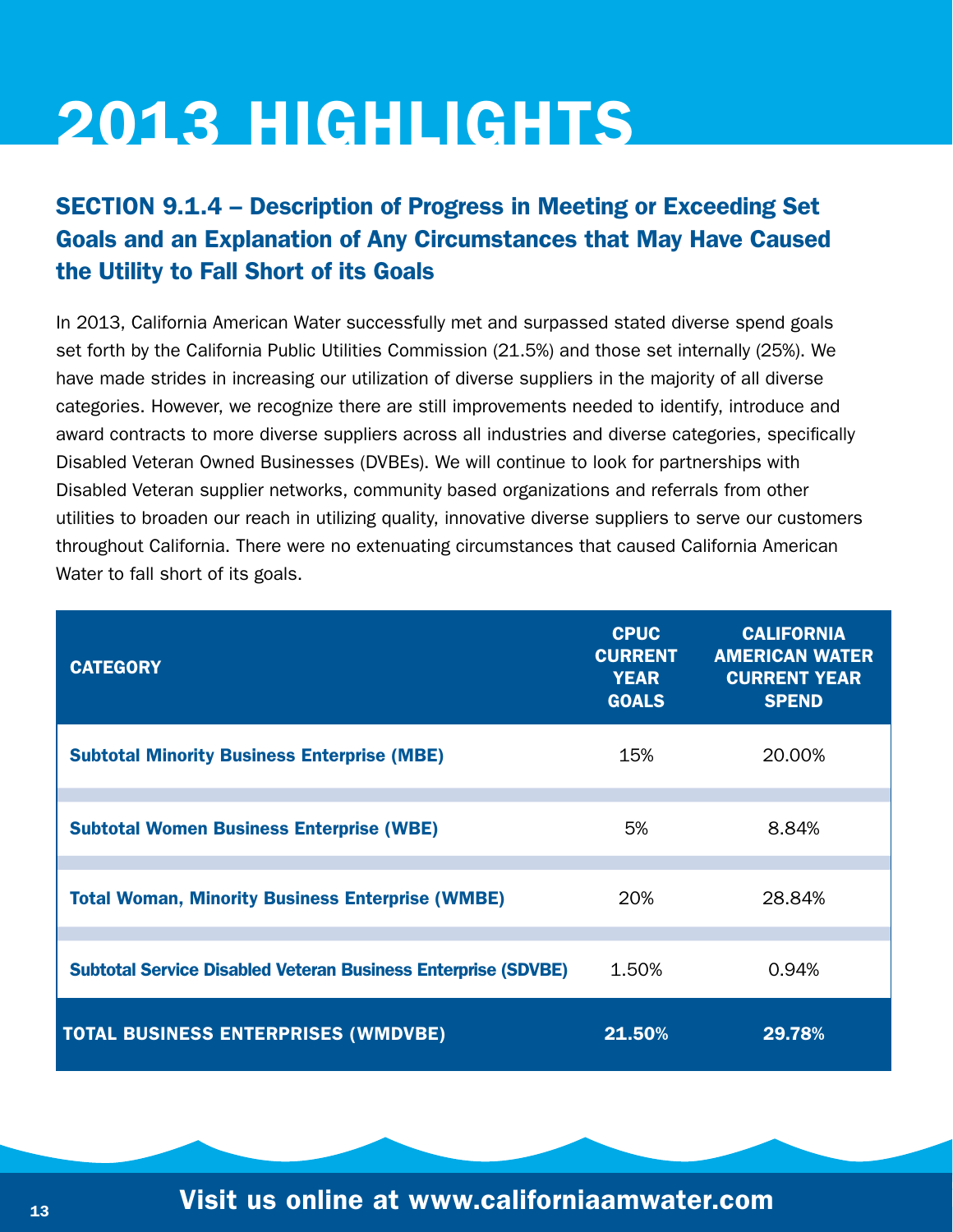# 2013 HIGHLIGHTS

## SECTION 9.1.4 – Description of Progress in Meeting or Exceeding Set Goals and an Explanation of Any Circumstances that May Have Caused the Utility to Fall Short of its Goals

In 2013, California American Water successfully met and surpassed stated diverse spend goals set forth by the California Public Utilities Commission (21.5%) and those set internally (25%). We have made strides in increasing our utilization of diverse suppliers in the majority of all diverse categories. However, we recognize there are still improvements needed to identify, introduce and award contracts to more diverse suppliers across all industries and diverse categories, specifically Disabled Veteran Owned Businesses (DVBEs). We will continue to look for partnerships with Disabled Veteran supplier networks, community based organizations and referrals from other utilities to broaden our reach in utilizing quality, innovative diverse suppliers to serve our customers throughout California. There were no extenuating circumstances that caused California American Water to fall short of its goals.

| CATEGORY | CPUC CURRENT YEAR GOALS | CALIFORNIA AMERICAN WATER CURRENT YEAR SPEND |
|---|---|---|
| **Subtotal Minority Business Enterprise (MBE)** | 15% | 20.00% |
| **Subtotal Women Business Enterprise (WBE)** | 5% | 8.84% |
| **Total Woman, Minority Business Enterprise (WMBE)** | 20% | 28.84% |
| **Subtotal Service Disabled Veteran Business Enterprise (SDVBE)** | 1.50% | 0.94% |
| **TOTAL BUSINESS ENTERPRISES (WMDVBE)** | **21.50%** | **29.78%** |

**Visit us online at www.californiaamwater.com**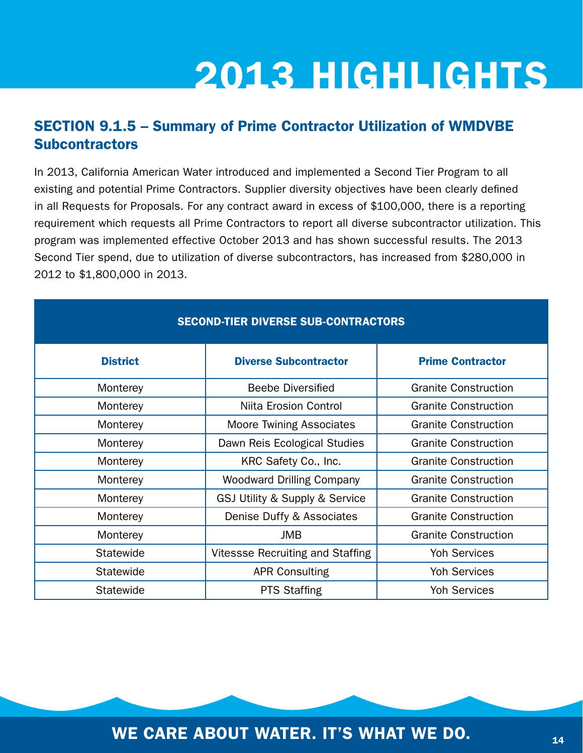# 2013 HIGHLIGHTS

## SECTION 9.1.5 – Summary of Prime Contractor Utilization of WMDVBE Subcontractors

In 2013, California American Water introduced and implemented a Second Tier Program to all existing and potential Prime Contractors. Supplier diversity objectives have been clearly defined in all Requests for Proposals. For any contract award in excess of $100,000, there is a reporting requirement which requests all Prime Contractors to report all diverse subcontractor utilization. This program was implemented effective October 2013 and has shown successful results. The 2013 Second Tier spend, due to utilization of diverse subcontractors, has increased from $280,000 in 2012 to $1,800,000 in 2013.

**SECOND-TIER DIVERSE SUB-CONTRACTORS**

| District | Diverse Subcontractor | Prime Contractor |
|---|---|---|
| Monterey | Beebe Diversified | Granite Construction |
| Monterey | Niita Erosion Control | Granite Construction |
| Monterey | Moore Twining Associates | Granite Construction |
| Monterey | Dawn Reis Ecological Studies | Granite Construction |
| Monterey | KRC Safety Co., Inc. | Granite Construction |
| Monterey | Woodward Drilling Company | Granite Construction |
| Monterey | GSJ Utility & Supply & Service | Granite Construction |
| Monterey | Denise Duffy & Associates | Granite Construction |
| Monterey | JMB | Granite Construction |
| Statewide | Vitessse Recruiting and Staffing | Yoh Services |
| Statewide | APR Consulting | Yoh Services |
| Statewide | PTS Staffing | Yoh Services |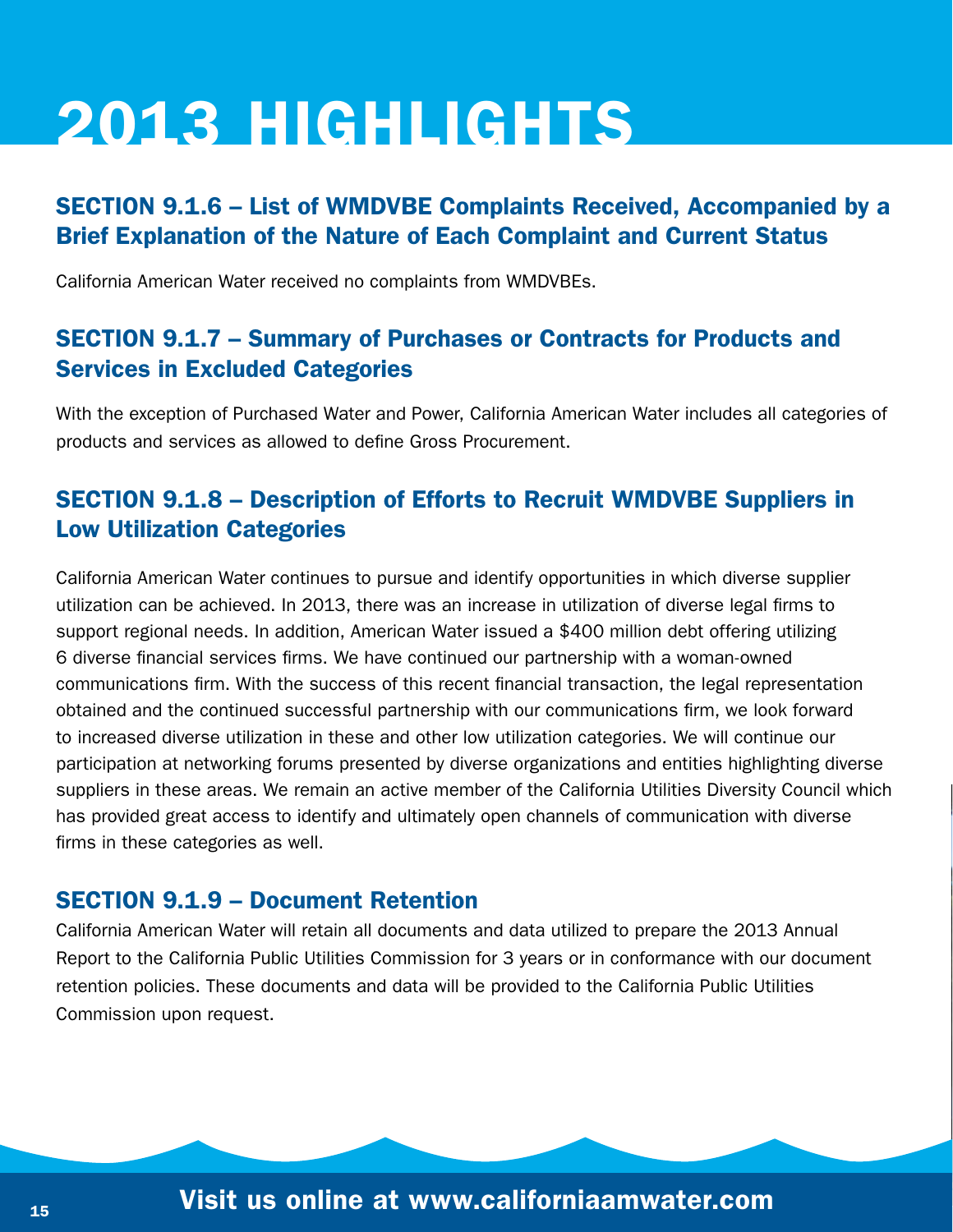# 2013 HIGHLIGHTS

## SECTION 9.1.6 – List of WMDVBE Complaints Received, Accompanied by a Brief Explanation of the Nature of Each Complaint and Current Status

California American Water received no complaints from WMDVBEs.

## SECTION 9.1.7 – Summary of Purchases or Contracts for Products and Services in Excluded Categories

With the exception of Purchased Water and Power, California American Water includes all categories of products and services as allowed to define Gross Procurement.

## SECTION 9.1.8 – Description of Efforts to Recruit WMDVBE Suppliers in Low Utilization Categories

California American Water continues to pursue and identify opportunities in which diverse supplier utilization can be achieved. In 2013, there was an increase in utilization of diverse legal firms to support regional needs. In addition, American Water issued a $400 million debt offering utilizing 6 diverse financial services firms. We have continued our partnership with a woman-owned communications firm. With the success of this recent financial transaction, the legal representation obtained and the continued successful partnership with our communications firm, we look forward to increased diverse utilization in these and other low utilization categories. We will continue our participation at networking forums presented by diverse organizations and entities highlighting diverse suppliers in these areas. We remain an active member of the California Utilities Diversity Council which has provided great access to identify and ultimately open channels of communication with diverse firms in these categories as well.

## SECTION 9.1.9 – Document Retention

California American Water will retain all documents and data utilized to prepare the 2013 Annual Report to the California Public Utilities Commission for 3 years or in conformance with our document retention policies. These documents and data will be provided to the California Public Utilities Commission upon request.

Visit us online at www.californiaamwater.com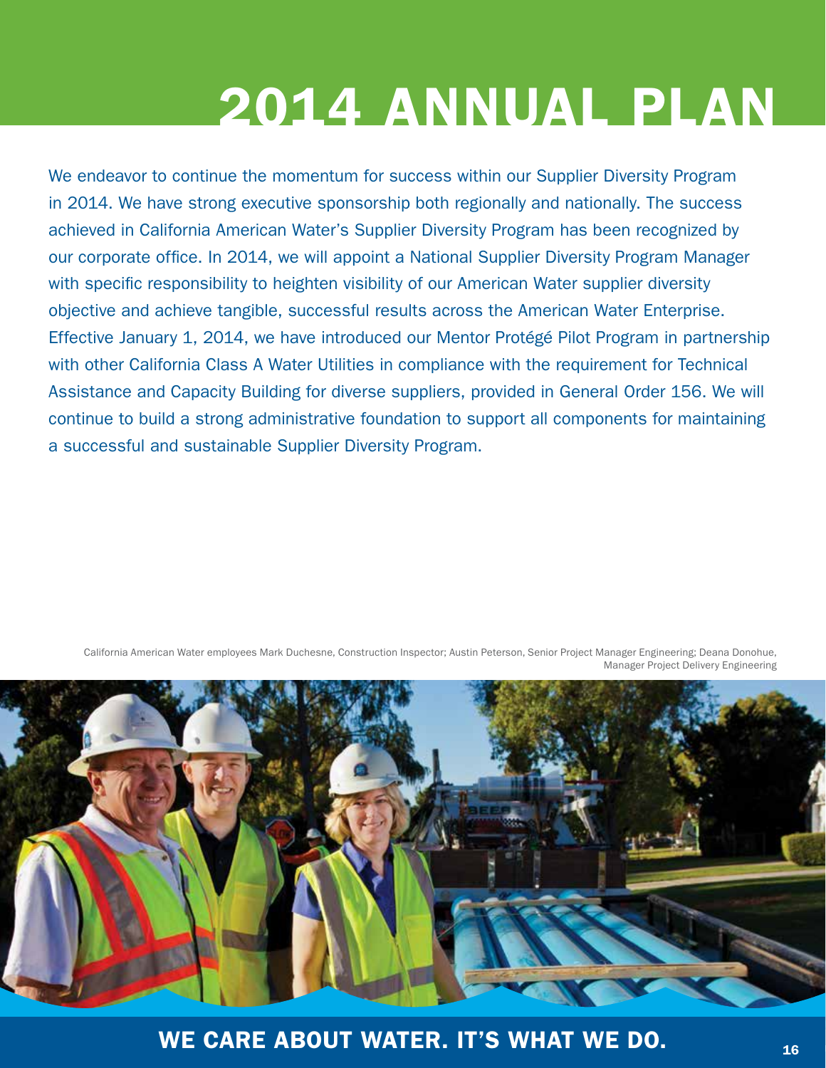# 2014 ANNUAL PLAN

We endeavor to continue the momentum for success within our Supplier Diversity Program in 2014. We have strong executive sponsorship both regionally and nationally. The success achieved in California American Water's Supplier Diversity Program has been recognized by our corporate office. In 2014, we will appoint a National Supplier Diversity Program Manager with specific responsibility to heighten visibility of our American Water supplier diversity objective and achieve tangible, successful results across the American Water Enterprise. Effective January 1, 2014, we have introduced our Mentor Protégé Pilot Program in partnership with other California Class A Water Utilities in compliance with the requirement for Technical Assistance and Capacity Building for diverse suppliers, provided in General Order 156. We will continue to build a strong administrative foundation to support all components for maintaining a successful and sustainable Supplier Diversity Program.

California American Water employees Mark Duchesne, Construction Inspector; Austin Peterson, Senior Project Manager Engineering; Deana Donohue, Manager Project Delivery Engineering

**WE CARE ABOUT WATER. IT'S WHAT WE DO.**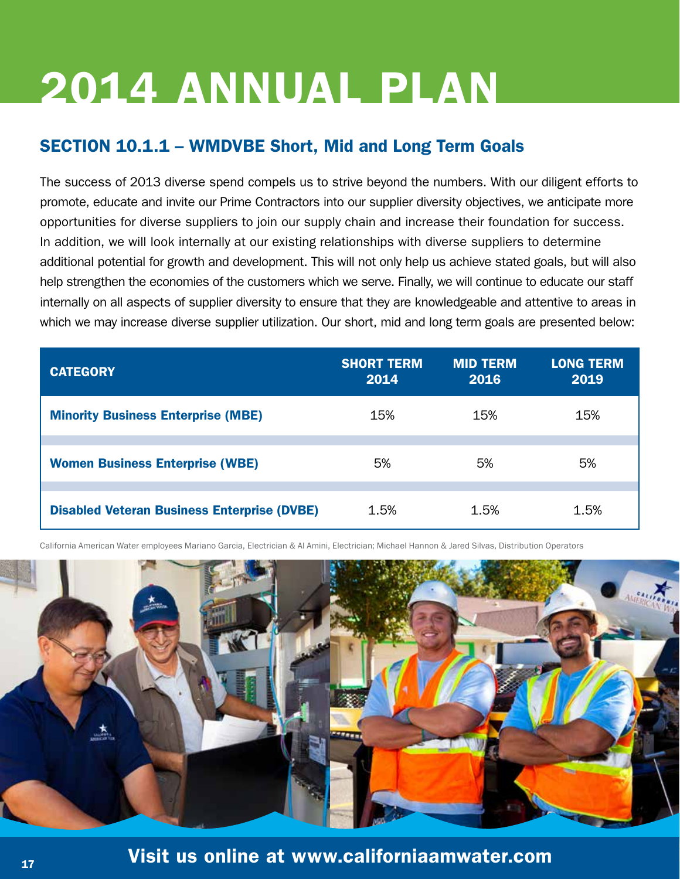# 2014 ANNUAL PLAN

## SECTION 10.1.1 – WMDVBE Short, Mid and Long Term Goals

The success of 2013 diverse spend compels us to strive beyond the numbers. With our diligent efforts to promote, educate and invite our Prime Contractors into our supplier diversity objectives, we anticipate more opportunities for diverse suppliers to join our supply chain and increase their foundation for success. In addition, we will look internally at our existing relationships with diverse suppliers to determine additional potential for growth and development. This will not only help us achieve stated goals, but will also help strengthen the economies of the customers which we serve. Finally, we will continue to educate our staff internally on all aspects of supplier diversity to ensure that they are knowledgeable and attentive to areas in which we may increase diverse supplier utilization. Our short, mid and long term goals are presented below:

| CATEGORY | SHORT TERM 2014 | MID TERM 2016 | LONG TERM 2019 |
|---|---|---|---|
| **Minority Business Enterprise (MBE)** | 15% | 15% | 15% |
| **Women Business Enterprise (WBE)** | 5% | 5% | 5% |
| **Disabled Veteran Business Enterprise (DVBE)** | 1.5% | 1.5% | 1.5% |

California American Water employees Mariano Garcia, Electrician & Al Amini, Electrician; Michael Hannon & Jared Silvas, Distribution Operators

**Visit us online at www.californiaamwater.com**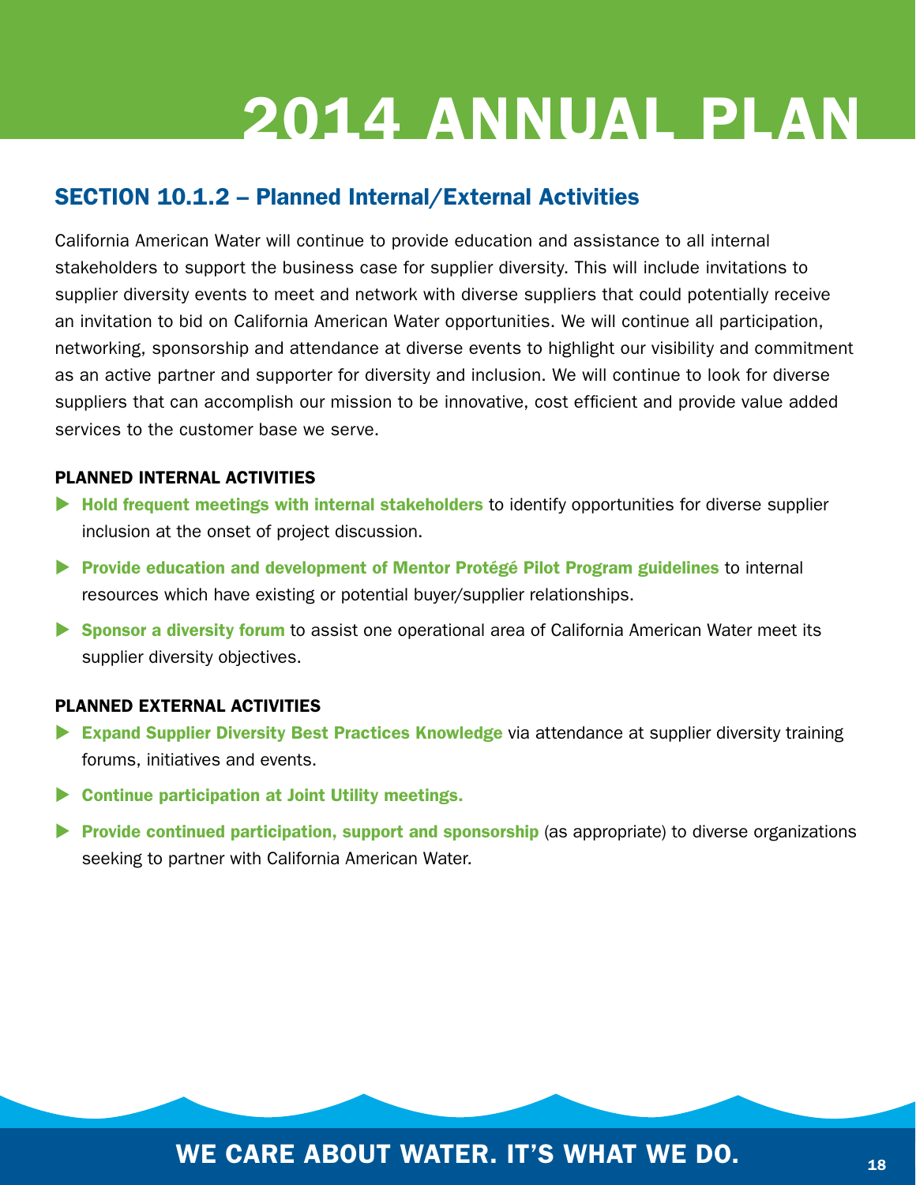# 2014 ANNUAL PLAN

## SECTION 10.1.2 – Planned Internal/External Activities

California American Water will continue to provide education and assistance to all internal stakeholders to support the business case for supplier diversity. This will include invitations to supplier diversity events to meet and network with diverse suppliers that could potentially receive an invitation to bid on California American Water opportunities. We will continue all participation, networking, sponsorship and attendance at diverse events to highlight our visibility and commitment as an active partner and supporter for diversity and inclusion. We will continue to look for diverse suppliers that can accomplish our mission to be innovative, cost efficient and provide value added services to the customer base we serve.

### PLANNED INTERNAL ACTIVITIES

- **Hold frequent meetings with internal stakeholders** to identify opportunities for diverse supplier inclusion at the onset of project discussion.
- **Provide education and development of Mentor Protégé Pilot Program guidelines** to internal resources which have existing or potential buyer/supplier relationships.
- **Sponsor a diversity forum** to assist one operational area of California American Water meet its supplier diversity objectives.

### PLANNED EXTERNAL ACTIVITIES

- **Expand Supplier Diversity Best Practices Knowledge** via attendance at supplier diversity training forums, initiatives and events.
- **Continue participation at Joint Utility meetings.**
- **Provide continued participation, support and sponsorship** (as appropriate) to diverse organizations seeking to partner with California American Water.

WE CARE ABOUT WATER. IT'S WHAT WE DO.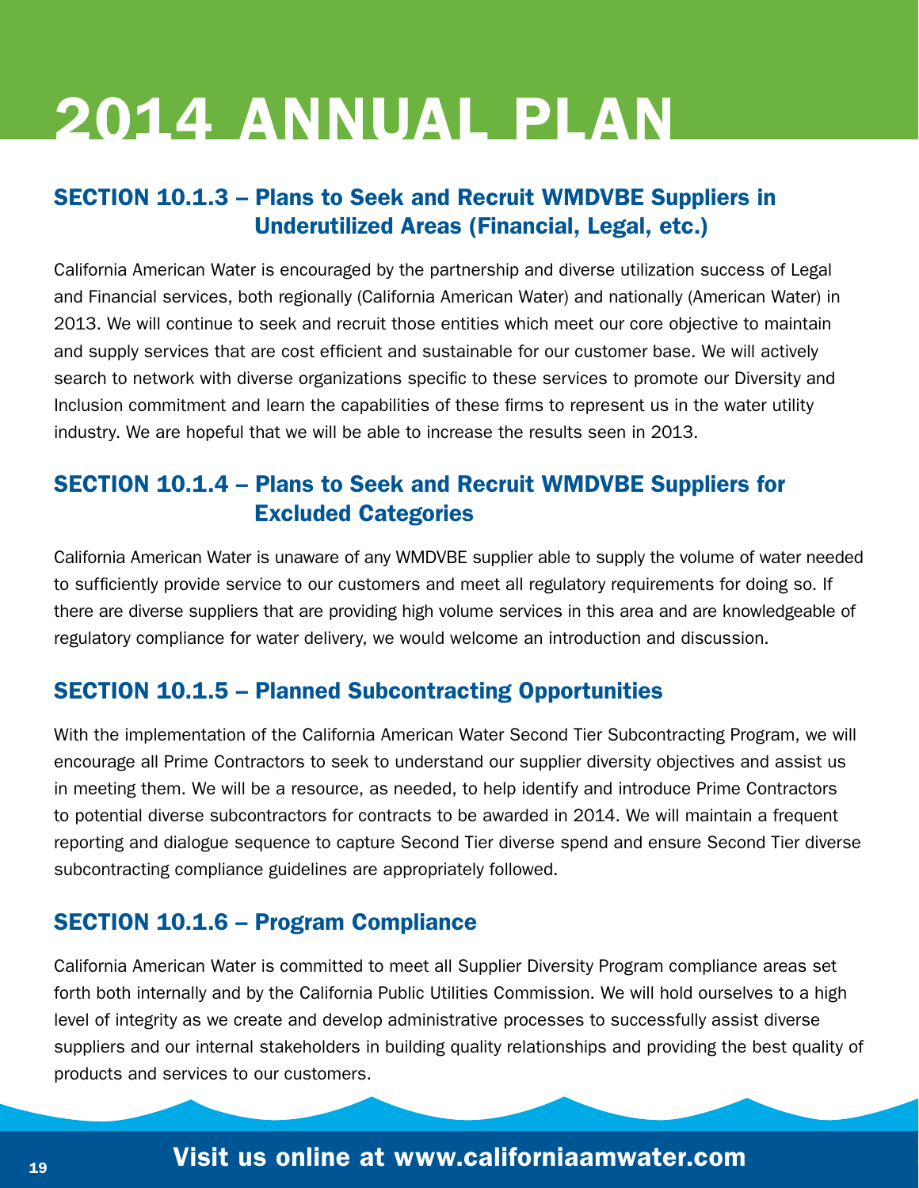# 2014 ANNUAL PLAN

## SECTION 10.1.3 – Plans to Seek and Recruit WMDVBE Suppliers in Underutilized Areas (Financial, Legal, etc.)

California American Water is encouraged by the partnership and diverse utilization success of Legal and Financial services, both regionally (California American Water) and nationally (American Water) in 2013. We will continue to seek and recruit those entities which meet our core objective to maintain and supply services that are cost efficient and sustainable for our customer base. We will actively search to network with diverse organizations specific to these services to promote our Diversity and Inclusion commitment and learn the capabilities of these firms to represent us in the water utility industry. We are hopeful that we will be able to increase the results seen in 2013.

## SECTION 10.1.4 – Plans to Seek and Recruit WMDVBE Suppliers for Excluded Categories

California American Water is unaware of any WMDVBE supplier able to supply the volume of water needed to sufficiently provide service to our customers and meet all regulatory requirements for doing so. If there are diverse suppliers that are providing high volume services in this area and are knowledgeable of regulatory compliance for water delivery, we would welcome an introduction and discussion.

## SECTION 10.1.5 – Planned Subcontracting Opportunities

With the implementation of the California American Water Second Tier Subcontracting Program, we will encourage all Prime Contractors to seek to understand our supplier diversity objectives and assist us in meeting them. We will be a resource, as needed, to help identify and introduce Prime Contractors to potential diverse subcontractors for contracts to be awarded in 2014. We will maintain a frequent reporting and dialogue sequence to capture Second Tier diverse spend and ensure Second Tier diverse subcontracting compliance guidelines are appropriately followed.

## SECTION 10.1.6 – Program Compliance

California American Water is committed to meet all Supplier Diversity Program compliance areas set forth both internally and by the California Public Utilities Commission. We will hold ourselves to a high level of integrity as we create and develop administrative processes to successfully assist diverse suppliers and our internal stakeholders in building quality relationships and providing the best quality of products and services to our customers.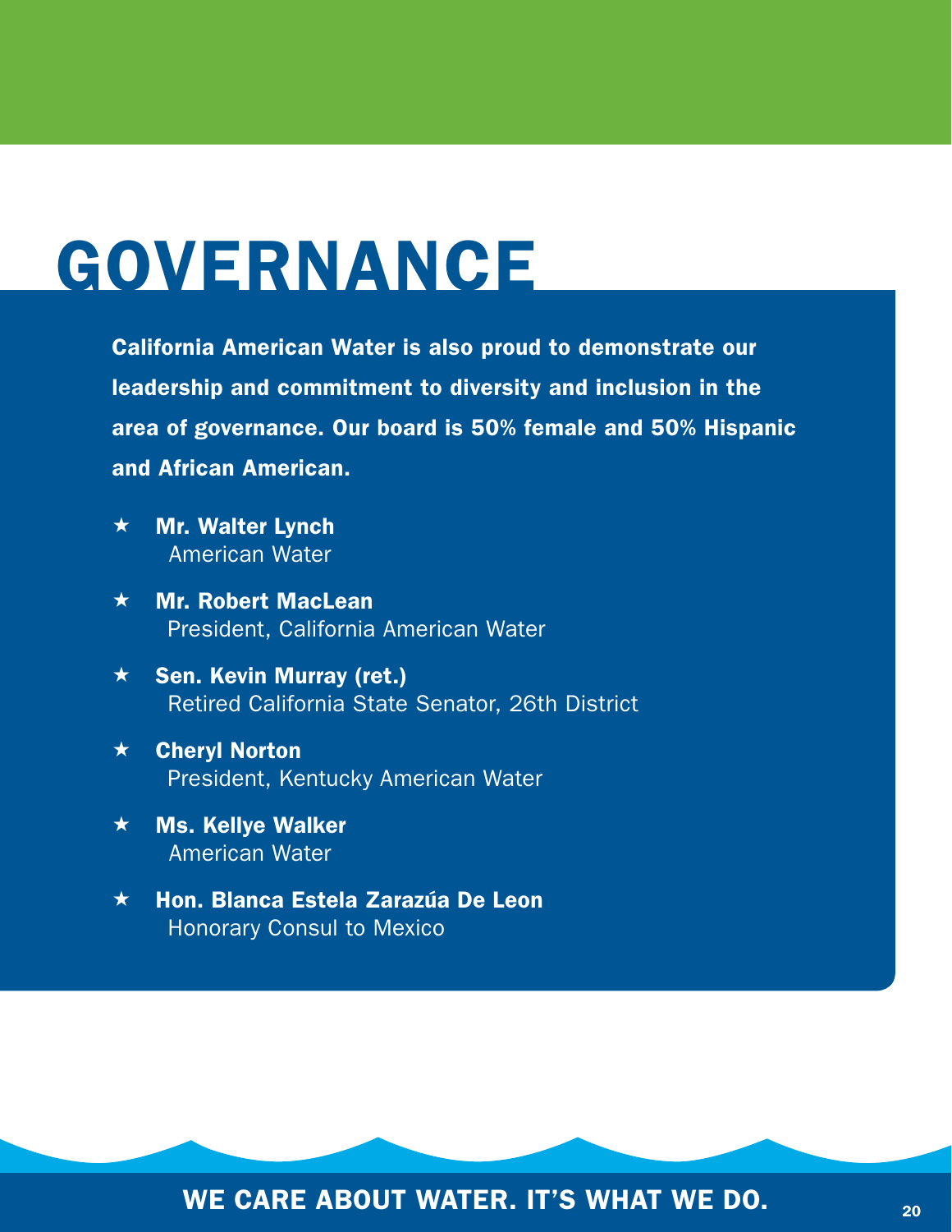# GOVERNANCE

**California American Water is also proud to demonstrate our leadership and commitment to diversity and inclusion in the area of governance. Our board is 50% female and 50% Hispanic and African American.**

- ★ **Mr. Walter Lynch**
  American Water
- ★ **Mr. Robert MacLean**
  President, California American Water
- ★ **Sen. Kevin Murray (ret.)**
  Retired California State Senator, 26th District
- ★ **Cheryl Norton**
  President, Kentucky American Water
- ★ **Ms. Kellye Walker**
  American Water
- ★ **Hon. Blanca Estela Zarazúa De Leon**
  Honorary Consul to Mexico

**WE CARE ABOUT WATER. IT'S WHAT WE DO.**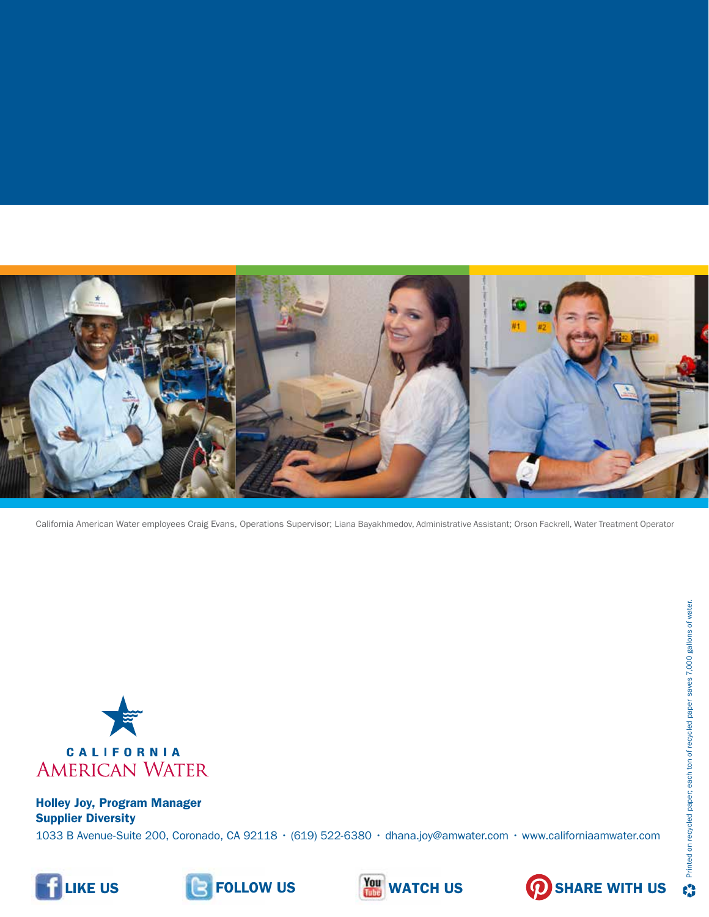California American Water employees Craig Evans, Operations Supervisor; Liana Bayakhmedov, Administrative Assistant; Orson Fackrell, Water Treatment Operator

CALIFORNIA
AMERICAN WATER

**Holley Joy, Program Manager**
**Supplier Diversity**

1033 B Avenue-Suite 200, Coronado, CA 92118 · (619) 522-6380 · dhana.joy@amwater.com · www.californiaamwater.com

LIKE US    FOLLOW US    WATCH US    SHARE WITH US

Printed on recycled paper; each ton of recycled paper saves 7,000 gallons of water.